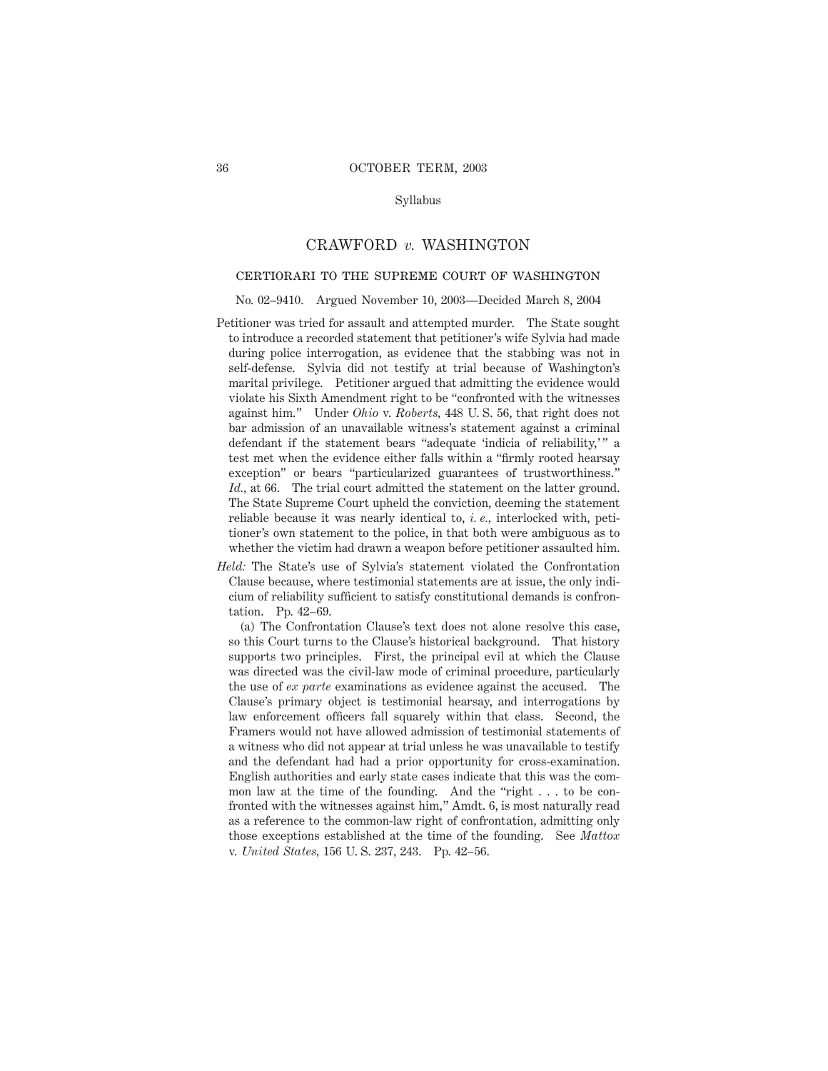Syllabus

# CRAWFORD *v.* WASHINGTON

## CERTIORARI TO THE SUPREME COURT OF WASHINGTON

No. 02–9410. Argued November 10, 2003—Decided March 8, 2004

Petitioner was tried for assault and attempted murder. The State sought to introduce a recorded statement that petitioner's wife Sylvia had made during police interrogation, as evidence that the stabbing was not in self-defense. Sylvia did not testify at trial because of Washington's marital privilege. Petitioner argued that admitting the evidence would violate his Sixth Amendment right to be "confronted with the witnesses against him." Under *Ohio* v. *Roberts,* 448 U. S. 56, that right does not bar admission of an unavailable witness's statement against a criminal defendant if the statement bears "adequate 'indicia of reliability,'" a test met when the evidence either falls within a "firmly rooted hearsay exception" or bears "particularized guarantees of trustworthiness." *Id.,* at 66. The trial court admitted the statement on the latter ground. The State Supreme Court upheld the conviction, deeming the statement reliable because it was nearly identical to, *i. e.,* interlocked with, petitioner's own statement to the police, in that both were ambiguous as to whether the victim had drawn a weapon before petitioner assaulted him.

*Held:* The State's use of Sylvia's statement violated the Confrontation Clause because, where testimonial statements are at issue, the only indicium of reliability sufficient to satisfy constitutional demands is confrontation. Pp. 42–69.

(a) The Confrontation Clause's text does not alone resolve this case, so this Court turns to the Clause's historical background. That history supports two principles. First, the principal evil at which the Clause was directed was the civil-law mode of criminal procedure, particularly the use of *ex parte* examinations as evidence against the accused. The Clause's primary object is testimonial hearsay, and interrogations by law enforcement officers fall squarely within that class. Second, the Framers would not have allowed admission of testimonial statements of a witness who did not appear at trial unless he was unavailable to testify and the defendant had had a prior opportunity for cross-examination. English authorities and early state cases indicate that this was the common law at the time of the founding. And the "right . . . to be confronted with the witnesses against him," Amdt. 6, is most naturally read as a reference to the common-law right of confrontation, admitting only those exceptions established at the time of the founding. See *Mattox* v. *United States,* 156 U. S. 237, 243. Pp. 42–56.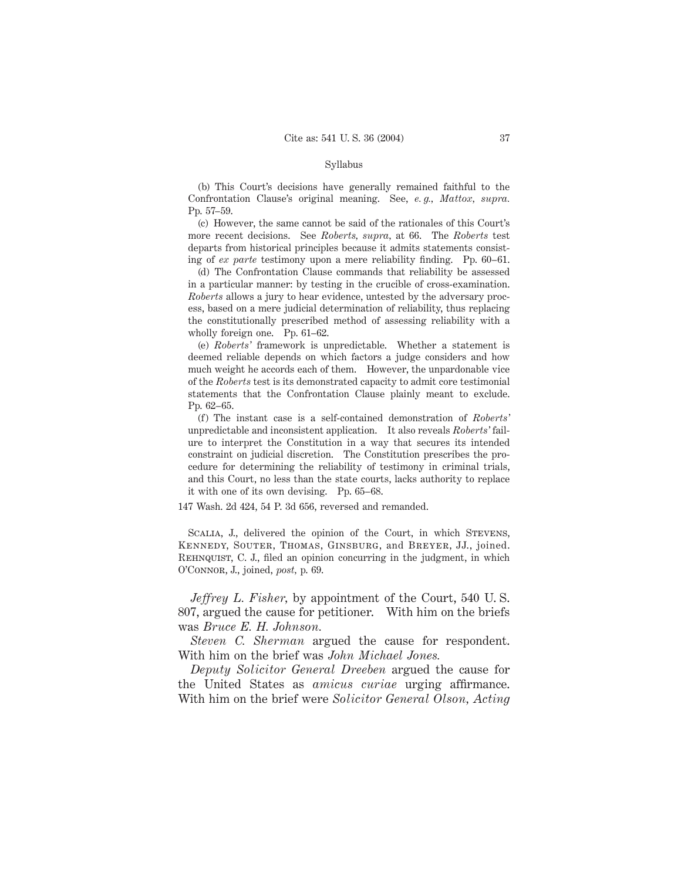Syllabus

(b) This Court's decisions have generally remained faithful to the Confrontation Clause's original meaning. See, *e. g., Mattox, supra.* Pp. 57–59.

(c) However, the same cannot be said of the rationales of this Court's more recent decisions. See *Roberts, supra,* at 66. The *Roberts* test departs from historical principles because it admits statements consisting of *ex parte* testimony upon a mere reliability finding. Pp. 60–61.

(d) The Confrontation Clause commands that reliability be assessed in a particular manner: by testing in the crucible of cross-examination. *Roberts* allows a jury to hear evidence, untested by the adversary process, based on a mere judicial determination of reliability, thus replacing the constitutionally prescribed method of assessing reliability with a wholly foreign one. Pp. 61–62.

(e) *Roberts'* framework is unpredictable. Whether a statement is deemed reliable depends on which factors a judge considers and how much weight he accords each of them. However, the unpardonable vice of the *Roberts* test is its demonstrated capacity to admit core testimonial statements that the Confrontation Clause plainly meant to exclude. Pp. 62–65.

(f) The instant case is a self-contained demonstration of *Roberts'* unpredictable and inconsistent application. It also reveals *Roberts'* failure to interpret the Constitution in a way that secures its intended constraint on judicial discretion. The Constitution prescribes the procedure for determining the reliability of testimony in criminal trials, and this Court, no less than the state courts, lacks authority to replace it with one of its own devising. Pp. 65–68.

147 Wash. 2d 424, 54 P. 3d 656, reversed and remanded.

Scalia, J., delivered the opinion of the Court, in which Stevens, Kennedy, Souter, Thomas, Ginsburg, and Breyer, JJ., joined. Rehnquist, C. J., filed an opinion concurring in the judgment, in which O'Connor, J., joined, *post,* p. 69.

*Jeffrey L. Fisher,* by appointment of the Court, 540 U. S. 807, argued the cause for petitioner. With him on the briefs was *Bruce E. H. Johnson.*

*Steven C. Sherman* argued the cause for respondent. With him on the brief was *John Michael Jones.*

*Deputy Solicitor General Dreeben* argued the cause for the United States as *amicus curiae* urging affirmance. With him on the brief were *Solicitor General Olson, Acting*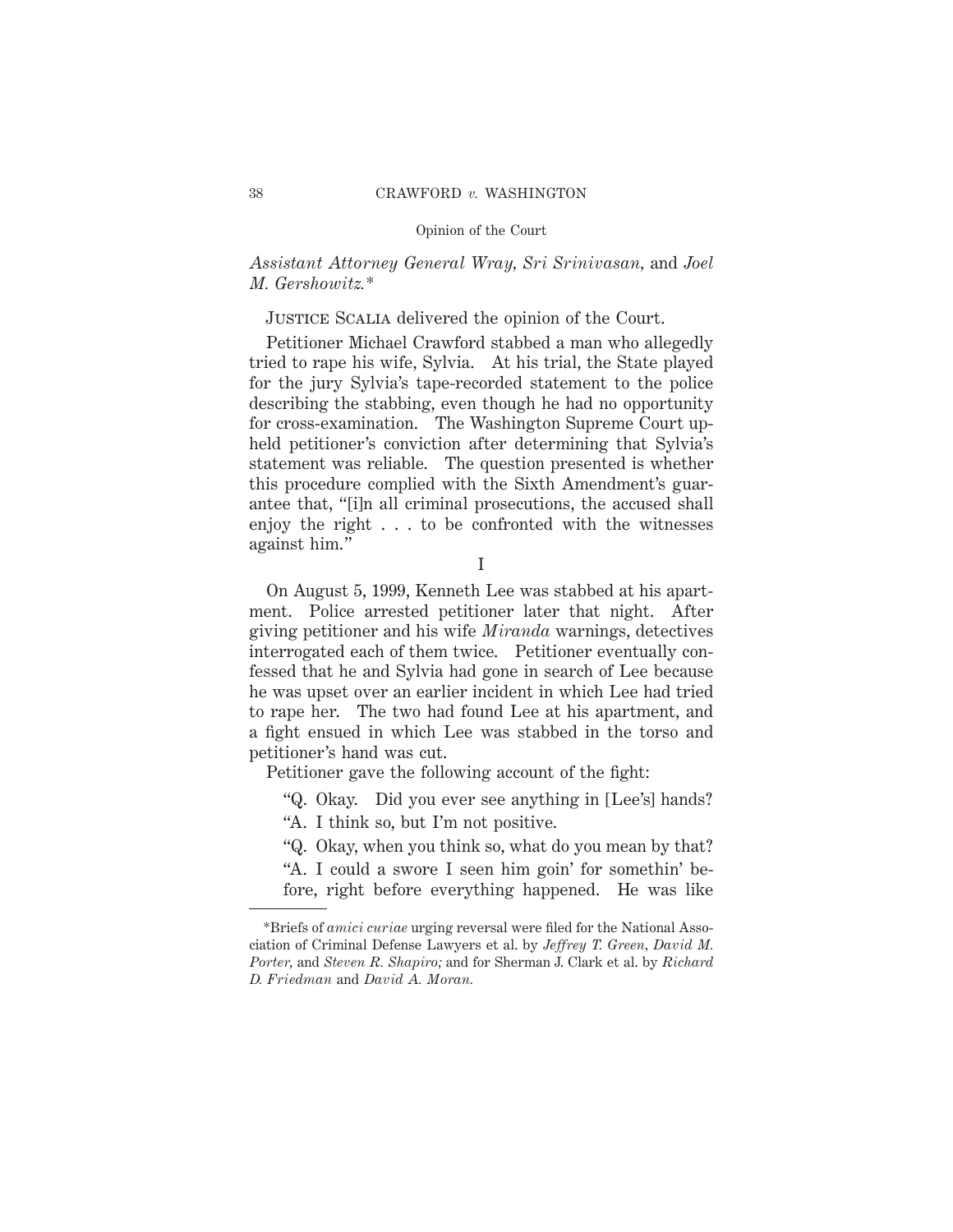*Assistant Attorney General Wray, Sri Srinivasan,* and *Joel M. Gershowitz.*\*

Justice Scalia delivered the opinion of the Court.

Petitioner Michael Crawford stabbed a man who allegedly tried to rape his wife, Sylvia. At his trial, the State played for the jury Sylvia's tape-recorded statement to the police describing the stabbing, even though he had no opportunity for cross-examination. The Washington Supreme Court upheld petitioner's conviction after determining that Sylvia's statement was reliable. The question presented is whether this procedure complied with the Sixth Amendment's guarantee that, "[i]n all criminal prosecutions, the accused shall enjoy the right . . . to be confronted with the witnesses against him."

## I

On August 5, 1999, Kenneth Lee was stabbed at his apartment. Police arrested petitioner later that night. After giving petitioner and his wife *Miranda* warnings, detectives interrogated each of them twice. Petitioner eventually confessed that he and Sylvia had gone in search of Lee because he was upset over an earlier incident in which Lee had tried to rape her. The two had found Lee at his apartment, and a fight ensued in which Lee was stabbed in the torso and petitioner's hand was cut.

Petitioner gave the following account of the fight:

> "Q. Okay. Did you ever see anything in [Lee's] hands?
>
> "A. I think so, but I'm not positive.
>
> "Q. Okay, when you think so, what do you mean by that?
>
> "A. I could a swore I seen him goin' for somethin' before, right before everything happened. He was like

---

\*Briefs of *amici curiae* urging reversal were filed for the National Association of Criminal Defense Lawyers et al. by *Jeffrey T. Green, David M. Porter,* and *Steven R. Shapiro;* and for Sherman J. Clark et al. by *Richard D. Friedman* and *David A. Moran.*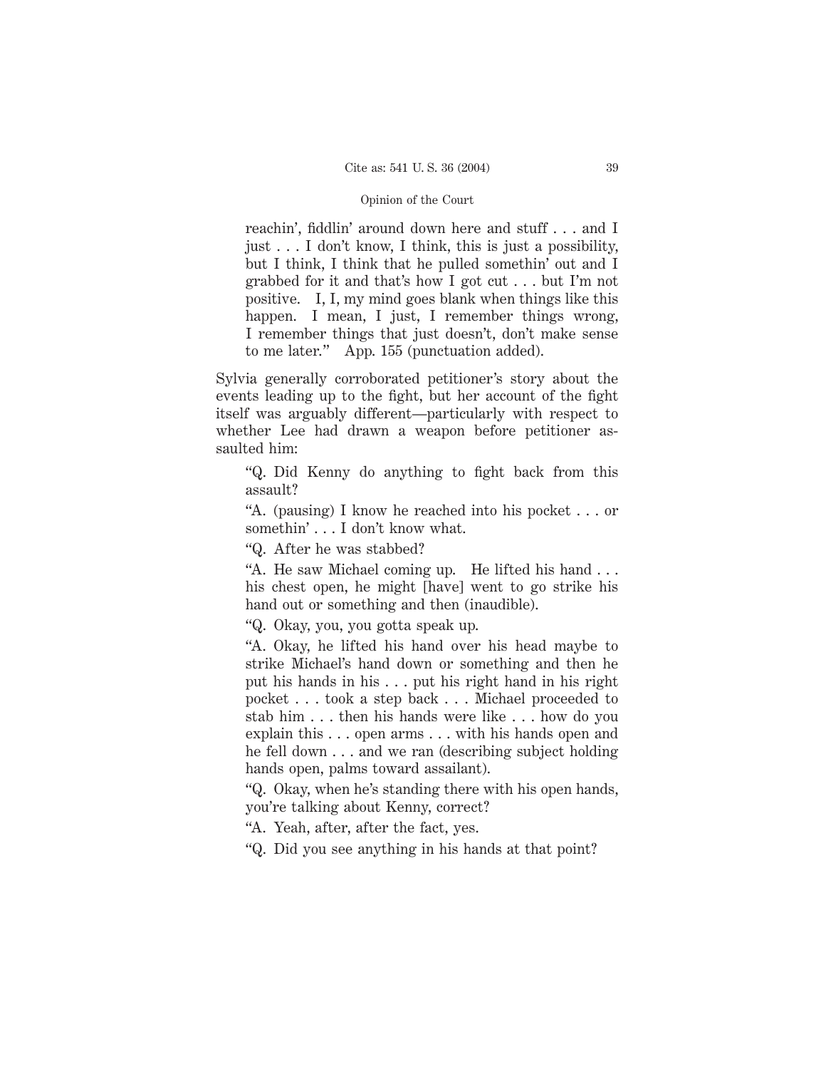reachin', fiddlin' around down here and stuff . . . and I just . . . I don't know, I think, this is just a possibility, but I think, I think that he pulled somethin' out and I grabbed for it and that's how I got cut . . . but I'm not positive. I, I, my mind goes blank when things like this happen. I mean, I just, I remember things wrong, I remember things that just doesn't, don't make sense to me later." App. 155 (punctuation added).

Sylvia generally corroborated petitioner's story about the events leading up to the fight, but her account of the fight itself was arguably different—particularly with respect to whether Lee had drawn a weapon before petitioner assaulted him:

"Q. Did Kenny do anything to fight back from this assault?

"A. (pausing) I know he reached into his pocket . . . or somethin' . . . I don't know what.

"Q. After he was stabbed?

"A. He saw Michael coming up. He lifted his hand . . . his chest open, he might [have] went to go strike his hand out or something and then (inaudible).

"Q. Okay, you, you gotta speak up.

"A. Okay, he lifted his hand over his head maybe to strike Michael's hand down or something and then he put his hands in his . . . put his right hand in his right pocket . . . took a step back . . . Michael proceeded to stab him . . . then his hands were like . . . how do you explain this . . . open arms . . . with his hands open and he fell down . . . and we ran (describing subject holding hands open, palms toward assailant).

"Q. Okay, when he's standing there with his open hands, you're talking about Kenny, correct?

"A. Yeah, after, after the fact, yes.

"Q. Did you see anything in his hands at that point?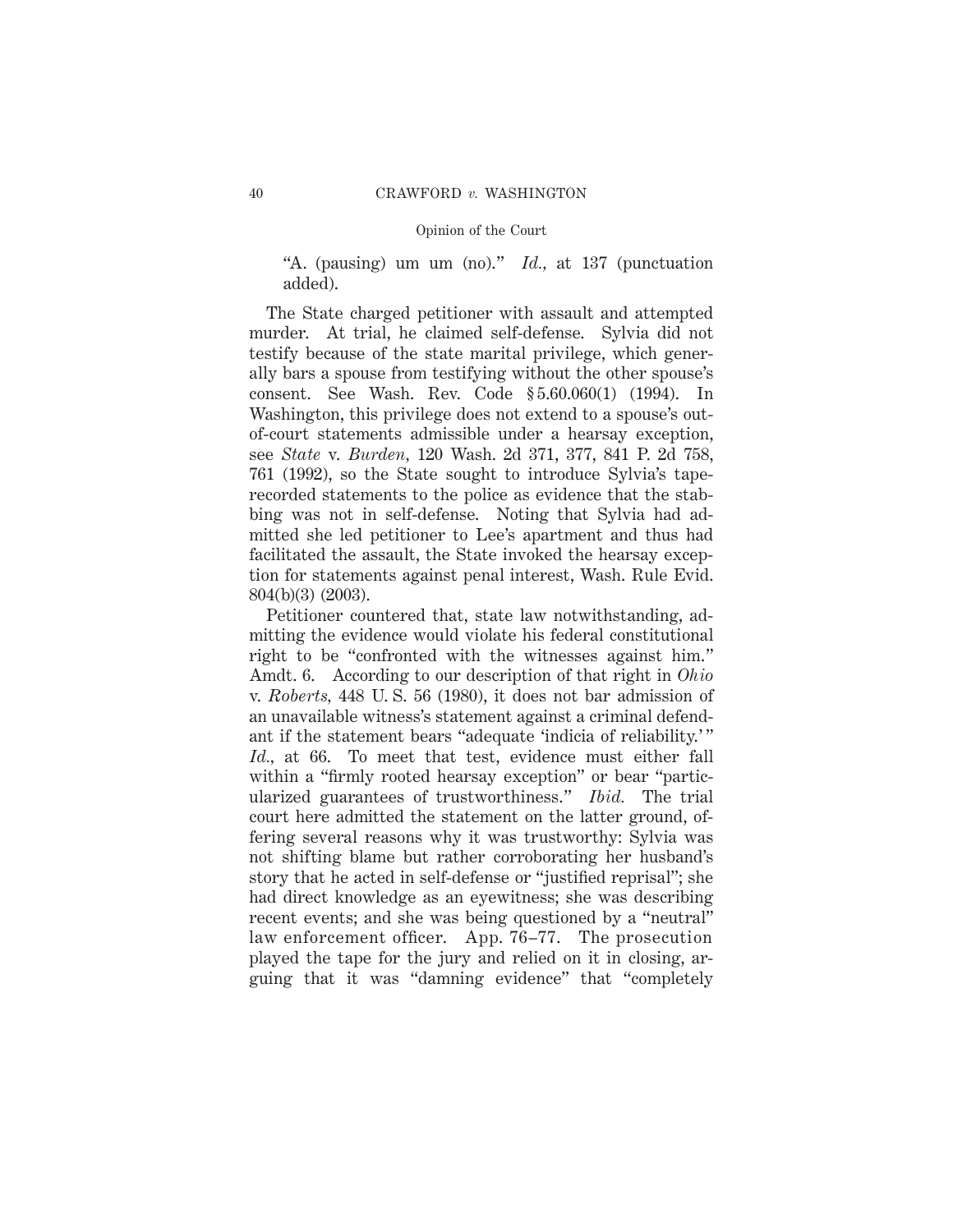"A. (pausing) um um (no)." *Id.*, at 137 (punctuation added).

The State charged petitioner with assault and attempted murder. At trial, he claimed self-defense. Sylvia did not testify because of the state marital privilege, which generally bars a spouse from testifying without the other spouse's consent. See Wash. Rev. Code § 5.60.060(1) (1994). In Washington, this privilege does not extend to a spouse's out-of-court statements admissible under a hearsay exception, see *State* v. *Burden*, 120 Wash. 2d 371, 377, 841 P. 2d 758, 761 (1992), so the State sought to introduce Sylvia's tape-recorded statements to the police as evidence that the stabbing was not in self-defense. Noting that Sylvia had admitted she led petitioner to Lee's apartment and thus had facilitated the assault, the State invoked the hearsay exception for statements against penal interest, Wash. Rule Evid. 804(b)(3) (2003).

Petitioner countered that, state law notwithstanding, admitting the evidence would violate his federal constitutional right to be "confronted with the witnesses against him." Amdt. 6. According to our description of that right in *Ohio* v. *Roberts*, 448 U. S. 56 (1980), it does not bar admission of an unavailable witness's statement against a criminal defendant if the statement bears "adequate 'indicia of reliability.'" *Id.*, at 66. To meet that test, evidence must either fall within a "firmly rooted hearsay exception" or bear "particularized guarantees of trustworthiness." *Ibid.* The trial court here admitted the statement on the latter ground, offering several reasons why it was trustworthy: Sylvia was not shifting blame but rather corroborating her husband's story that he acted in self-defense or "justified reprisal"; she had direct knowledge as an eyewitness; she was describing recent events; and she was being questioned by a "neutral" law enforcement officer. App. 76–77. The prosecution played the tape for the jury and relied on it in closing, arguing that it was "damning evidence" that "completely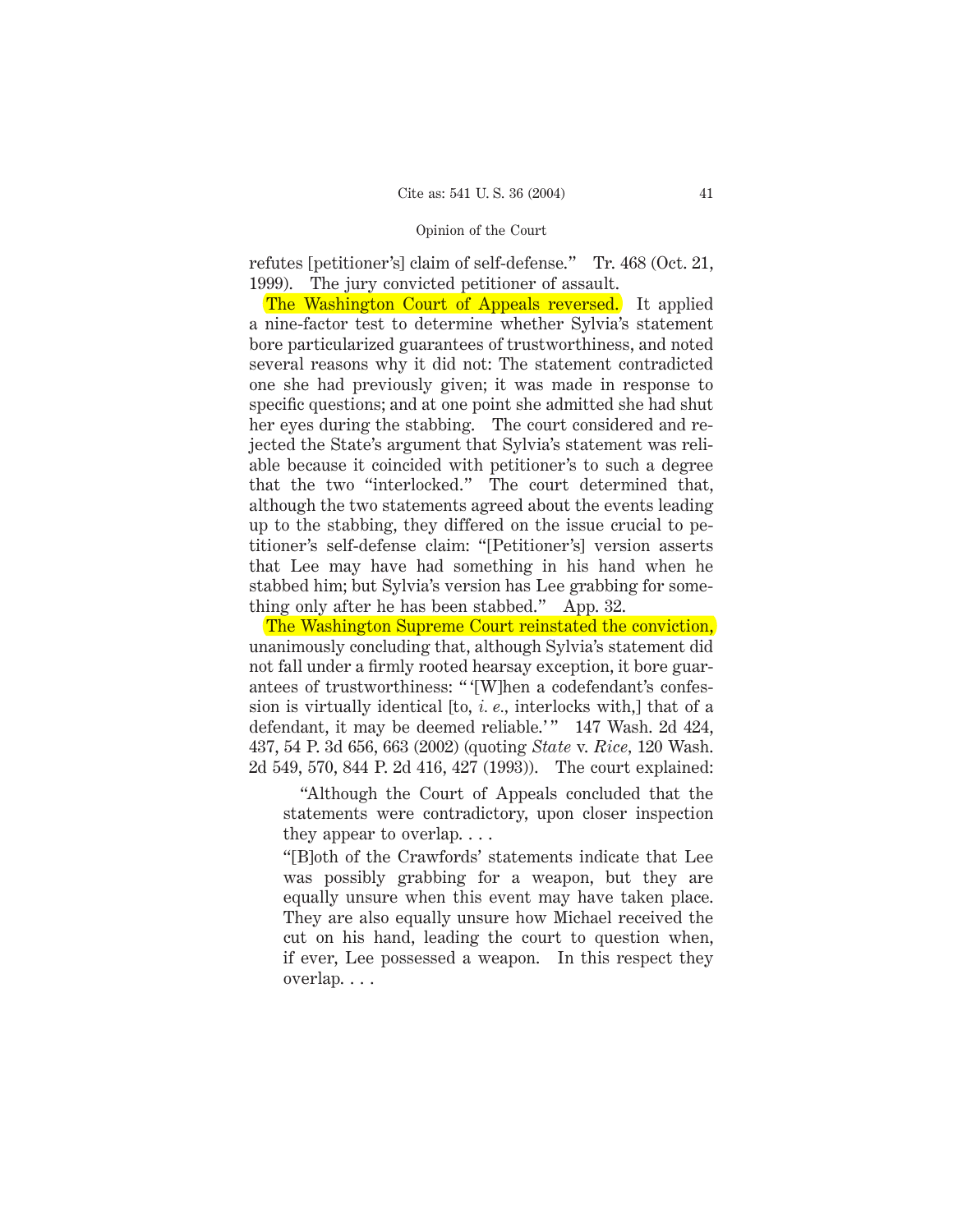refutes [petitioner's] claim of self-defense." Tr. 468 (Oct. 21, 1999). The jury convicted petitioner of assault.

The Washington Court of Appeals reversed. It applied a nine-factor test to determine whether Sylvia's statement bore particularized guarantees of trustworthiness, and noted several reasons why it did not: The statement contradicted one she had previously given; it was made in response to specific questions; and at one point she admitted she had shut her eyes during the stabbing. The court considered and rejected the State's argument that Sylvia's statement was reliable because it coincided with petitioner's to such a degree that the two "interlocked." The court determined that, although the two statements agreed about the events leading up to the stabbing, they differed on the issue crucial to petitioner's self-defense claim: "[Petitioner's] version asserts that Lee may have had something in his hand when he stabbed him; but Sylvia's version has Lee grabbing for something only after he has been stabbed." App. 32.

The Washington Supreme Court reinstated the conviction, unanimously concluding that, although Sylvia's statement did not fall under a firmly rooted hearsay exception, it bore guarantees of trustworthiness: " '[W]hen a codefendant's confession is virtually identical [to, *i. e.*, interlocks with,] that of a defendant, it may be deemed reliable.' " 147 Wash. 2d 424, 437, 54 P. 3d 656, 663 (2002) (quoting *State* v. *Rice*, 120 Wash. 2d 549, 570, 844 P. 2d 416, 427 (1993)). The court explained:

> "Although the Court of Appeals concluded that the statements were contradictory, upon closer inspection they appear to overlap. . . .
>
> "[B]oth of the Crawfords' statements indicate that Lee was possibly grabbing for a weapon, but they are equally unsure when this event may have taken place. They are also equally unsure how Michael received the cut on his hand, leading the court to question when, if ever, Lee possessed a weapon. In this respect they overlap. . . .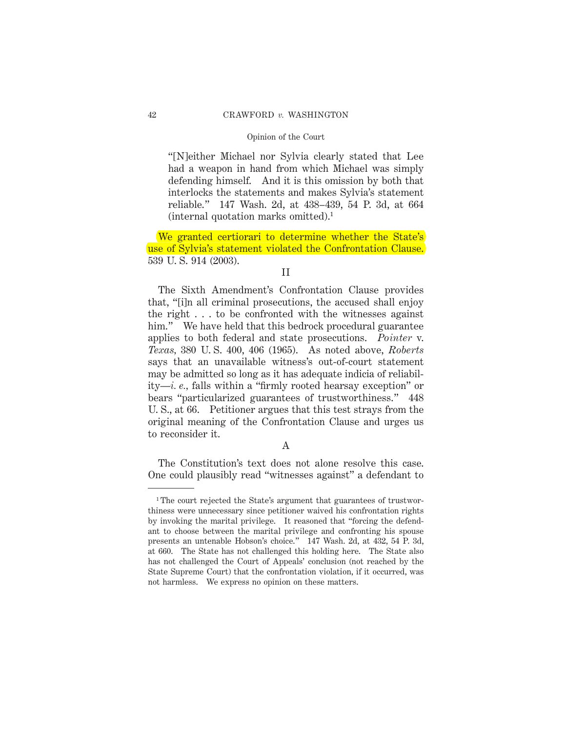"[N]either Michael nor Sylvia clearly stated that Lee had a weapon in hand from which Michael was simply defending himself. And it is this omission by both that interlocks the statements and makes Sylvia's statement reliable." 147 Wash. 2d, at 438–439, 54 P. 3d, at 664 (internal quotation marks omitted).[1]

We granted certiorari to determine whether the State's use of Sylvia's statement violated the Confrontation Clause. 539 U. S. 914 (2003).

## II

The Sixth Amendment's Confrontation Clause provides that, "[i]n all criminal prosecutions, the accused shall enjoy the right . . . to be confronted with the witnesses against him." We have held that this bedrock procedural guarantee applies to both federal and state prosecutions. *Pointer* v. *Texas*, 380 U. S. 400, 406 (1965). As noted above, *Roberts* says that an unavailable witness's out-of-court statement may be admitted so long as it has adequate indicia of reliability—*i. e.*, falls within a "firmly rooted hearsay exception" or bears "particularized guarantees of trustworthiness." 448 U. S., at 66. Petitioner argues that this test strays from the original meaning of the Confrontation Clause and urges us to reconsider it.

### A

The Constitution's text does not alone resolve this case. One could plausibly read "witnesses against" a defendant to

---

[1] The court rejected the State's argument that guarantees of trustworthiness were unnecessary since petitioner waived his confrontation rights by invoking the marital privilege. It reasoned that "forcing the defendant to choose between the marital privilege and confronting his spouse presents an untenable Hobson's choice." 147 Wash. 2d, at 432, 54 P. 3d, at 660. The State has not challenged this holding here. The State also has not challenged the Court of Appeals' conclusion (not reached by the State Supreme Court) that the confrontation violation, if it occurred, was not harmless. We express no opinion on these matters.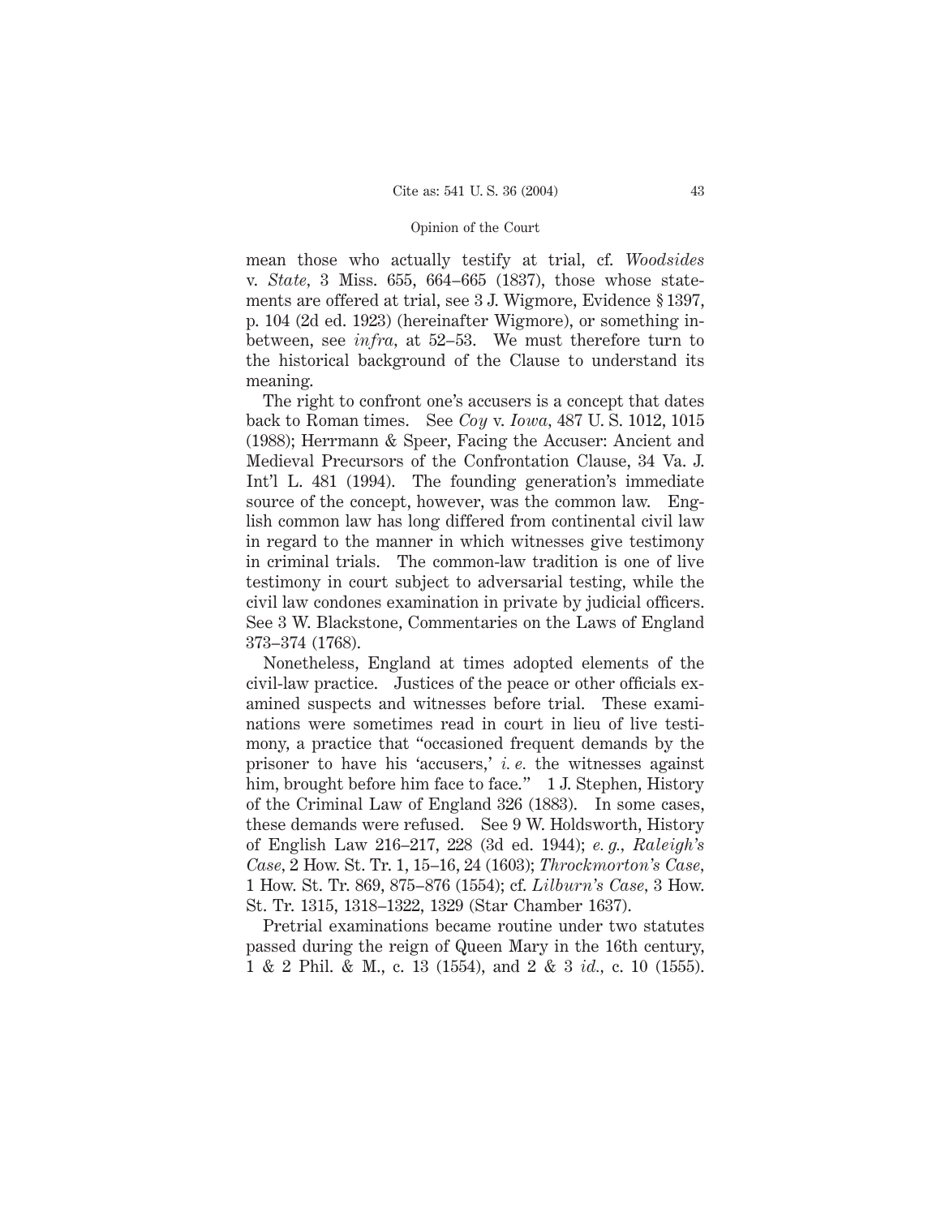mean those who actually testify at trial, cf. *Woodsides* v. *State*, 3 Miss. 655, 664–665 (1837), those whose statements are offered at trial, see 3 J. Wigmore, Evidence § 1397, p. 104 (2d ed. 1923) (hereinafter Wigmore), or something in-between, see *infra*, at 52–53. We must therefore turn to the historical background of the Clause to understand its meaning.

The right to confront one's accusers is a concept that dates back to Roman times. See *Coy* v. *Iowa*, 487 U. S. 1012, 1015 (1988); Herrmann & Speer, Facing the Accuser: Ancient and Medieval Precursors of the Confrontation Clause, 34 Va. J. Int'l L. 481 (1994). The founding generation's immediate source of the concept, however, was the common law. English common law has long differed from continental civil law in regard to the manner in which witnesses give testimony in criminal trials. The common-law tradition is one of live testimony in court subject to adversarial testing, while the civil law condones examination in private by judicial officers. See 3 W. Blackstone, Commentaries on the Laws of England 373–374 (1768).

Nonetheless, England at times adopted elements of the civil-law practice. Justices of the peace or other officials examined suspects and witnesses before trial. These examinations were sometimes read in court in lieu of live testimony, a practice that "occasioned frequent demands by the prisoner to have his 'accusers,' *i. e.* the witnesses against him, brought before him face to face." 1 J. Stephen, History of the Criminal Law of England 326 (1883). In some cases, these demands were refused. See 9 W. Holdsworth, History of English Law 216–217, 228 (3d ed. 1944); *e. g.*, *Raleigh's Case*, 2 How. St. Tr. 1, 15–16, 24 (1603); *Throckmorton's Case*, 1 How. St. Tr. 869, 875–876 (1554); cf. *Lilburn's Case*, 3 How. St. Tr. 1315, 1318–1322, 1329 (Star Chamber 1637).

Pretrial examinations became routine under two statutes passed during the reign of Queen Mary in the 16th century, 1 & 2 Phil. & M., c. 13 (1554), and 2 & 3 *id.*, c. 10 (1555).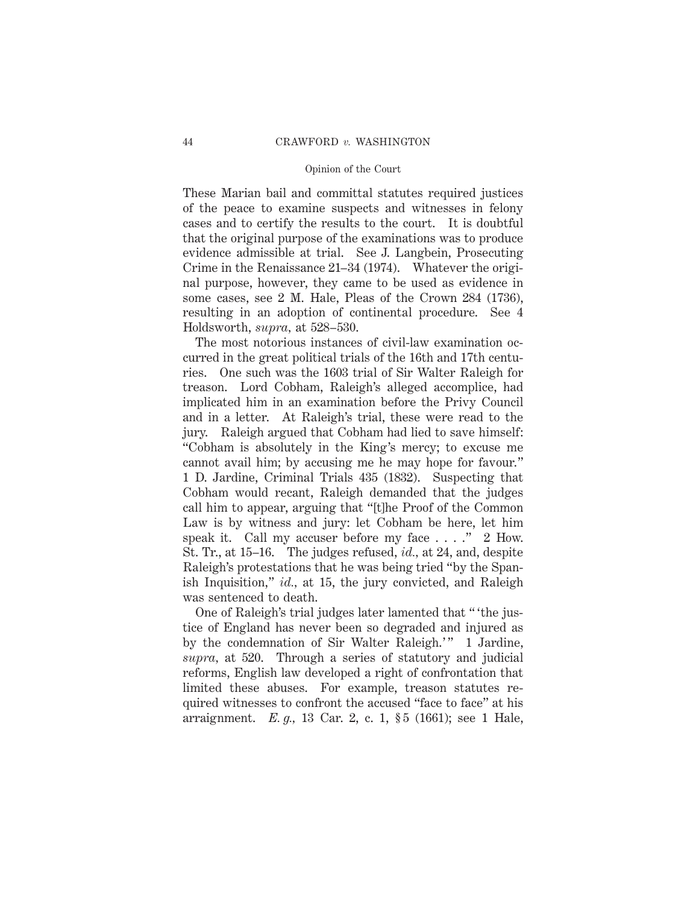These Marian bail and committal statutes required justices of the peace to examine suspects and witnesses in felony cases and to certify the results to the court. It is doubtful that the original purpose of the examinations was to produce evidence admissible at trial. See J. Langbein, Prosecuting Crime in the Renaissance 21–34 (1974). Whatever the original purpose, however, they came to be used as evidence in some cases, see 2 M. Hale, Pleas of the Crown 284 (1736), resulting in an adoption of continental procedure. See 4 Holdsworth, *supra*, at 528–530.

The most notorious instances of civil-law examination occurred in the great political trials of the 16th and 17th centuries. One such was the 1603 trial of Sir Walter Raleigh for treason. Lord Cobham, Raleigh's alleged accomplice, had implicated him in an examination before the Privy Council and in a letter. At Raleigh's trial, these were read to the jury. Raleigh argued that Cobham had lied to save himself: "Cobham is absolutely in the King's mercy; to excuse me cannot avail him; by accusing me he may hope for favour." 1 D. Jardine, Criminal Trials 435 (1832). Suspecting that Cobham would recant, Raleigh demanded that the judges call him to appear, arguing that "[t]he Proof of the Common Law is by witness and jury: let Cobham be here, let him speak it. Call my accuser before my face . . . ." 2 How. St. Tr., at 15–16. The judges refused, *id.*, at 24, and, despite Raleigh's protestations that he was being tried "by the Spanish Inquisition," *id.*, at 15, the jury convicted, and Raleigh was sentenced to death.

One of Raleigh's trial judges later lamented that " 'the justice of England has never been so degraded and injured as by the condemnation of Sir Walter Raleigh.' " 1 Jardine, *supra*, at 520. Through a series of statutory and judicial reforms, English law developed a right of confrontation that limited these abuses. For example, treason statutes required witnesses to confront the accused "face to face" at his arraignment. *E. g.*, 13 Car. 2, c. 1, § 5 (1661); see 1 Hale,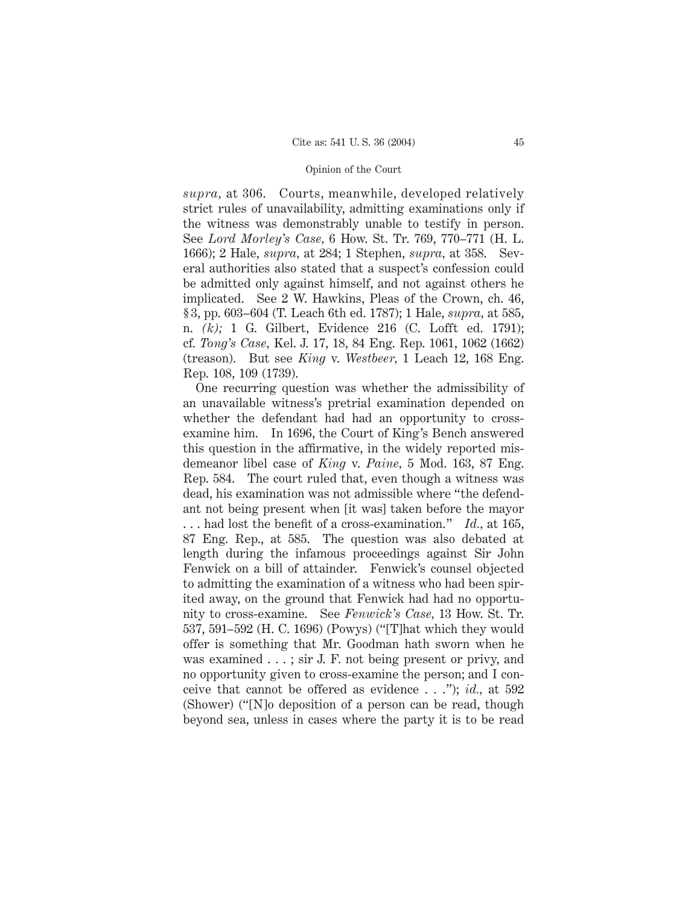*supra,* at 306. Courts, meanwhile, developed relatively strict rules of unavailability, admitting examinations only if the witness was demonstrably unable to testify in person. See *Lord Morley's Case,* 6 How. St. Tr. 769, 770–771 (H. L. 1666); 2 Hale, *supra,* at 284; 1 Stephen, *supra,* at 358. Several authorities also stated that a suspect's confession could be admitted only against himself, and not against others he implicated. See 2 W. Hawkins, Pleas of the Crown, ch. 46, § 3, pp. 603–604 (T. Leach 6th ed. 1787); 1 Hale, *supra,* at 585, n. *(k);* 1 G. Gilbert, Evidence 216 (C. Lofft ed. 1791); cf. *Tong's Case,* Kel. J. 17, 18, 84 Eng. Rep. 1061, 1062 (1662) (treason). But see *King* v. *Westbeer,* 1 Leach 12, 168 Eng. Rep. 108, 109 (1739).

One recurring question was whether the admissibility of an unavailable witness's pretrial examination depended on whether the defendant had had an opportunity to cross-examine him. In 1696, the Court of King's Bench answered this question in the affirmative, in the widely reported misdemeanor libel case of *King* v. *Paine,* 5 Mod. 163, 87 Eng. Rep. 584. The court ruled that, even though a witness was dead, his examination was not admissible where "the defendant not being present when [it was] taken before the mayor . . . had lost the benefit of a cross-examination." *Id.,* at 165, 87 Eng. Rep., at 585. The question was also debated at length during the infamous proceedings against Sir John Fenwick on a bill of attainder. Fenwick's counsel objected to admitting the examination of a witness who had been spirited away, on the ground that Fenwick had had no opportunity to cross-examine. See *Fenwick's Case,* 13 How. St. Tr. 537, 591–592 (H. C. 1696) (Powys) ("[T]hat which they would offer is something that Mr. Goodman hath sworn when he was examined . . . ; sir J. F. not being present or privy, and no opportunity given to cross-examine the person; and I conceive that cannot be offered as evidence . . ."); *id.,* at 592 (Shower) ("[N]o deposition of a person can be read, though beyond sea, unless in cases where the party it is to be read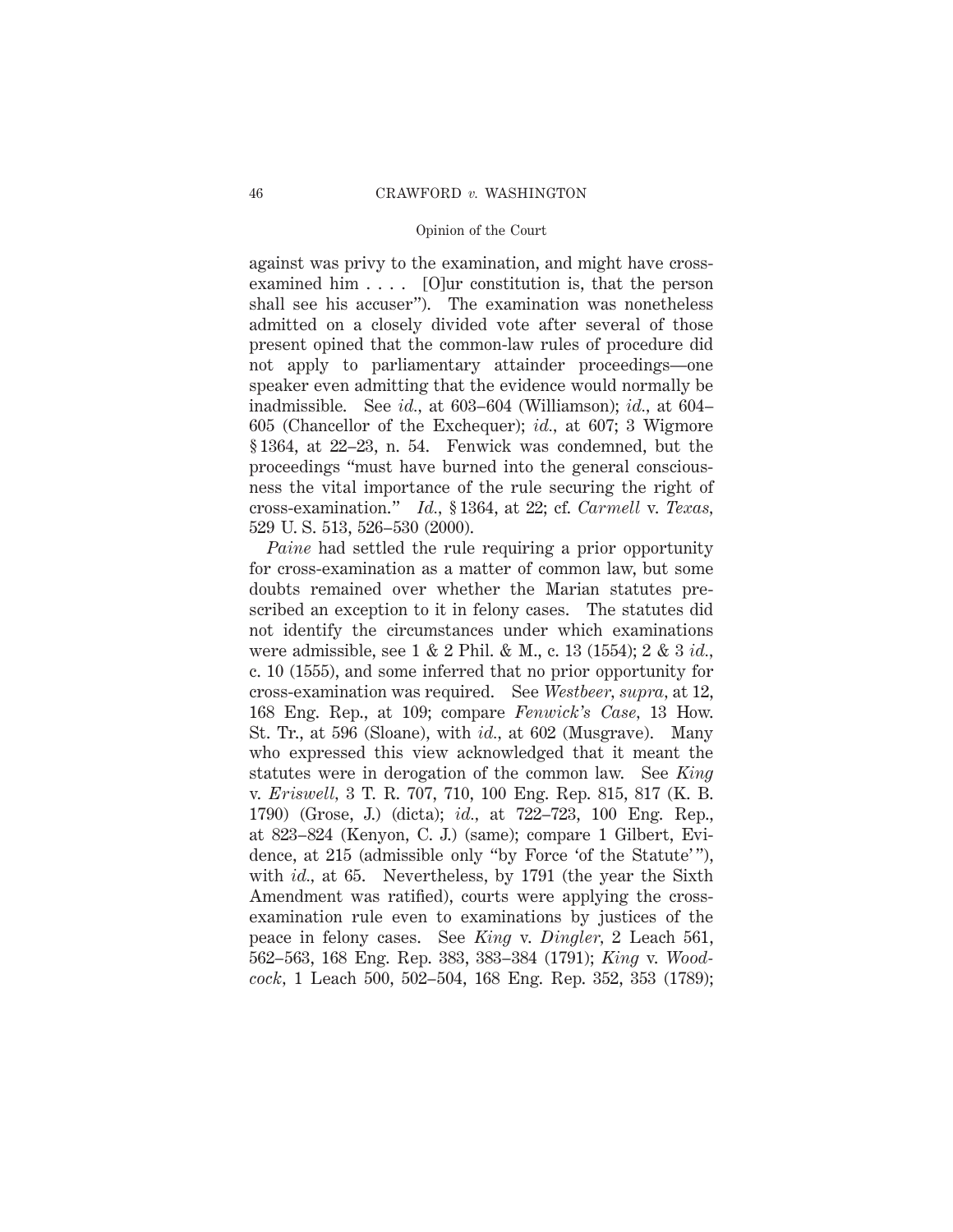against was privy to the examination, and might have cross-examined him . . . . [O]ur constitution is, that the person shall see his accuser"). The examination was nonetheless admitted on a closely divided vote after several of those present opined that the common-law rules of procedure did not apply to parliamentary attainder proceedings—one speaker even admitting that the evidence would normally be inadmissible. See *id.*, at 603–604 (Williamson); *id.*, at 604–605 (Chancellor of the Exchequer); *id.*, at 607; 3 Wigmore § 1364, at 22–23, n. 54. Fenwick was condemned, but the proceedings "must have burned into the general consciousness the vital importance of the rule securing the right of cross-examination." *Id.*, § 1364, at 22; cf. *Carmell* v. *Texas*, 529 U. S. 513, 526–530 (2000).

*Paine* had settled the rule requiring a prior opportunity for cross-examination as a matter of common law, but some doubts remained over whether the Marian statutes prescribed an exception to it in felony cases. The statutes did not identify the circumstances under which examinations were admissible, see 1 & 2 Phil. & M., c. 13 (1554); 2 & 3 *id.*, c. 10 (1555), and some inferred that no prior opportunity for cross-examination was required. See *Westbeer*, *supra*, at 12, 168 Eng. Rep., at 109; compare *Fenwick's Case*, 13 How. St. Tr., at 596 (Sloane), with *id.*, at 602 (Musgrave). Many who expressed this view acknowledged that it meant the statutes were in derogation of the common law. See *King* v. *Eriswell*, 3 T. R. 707, 710, 100 Eng. Rep. 815, 817 (K. B. 1790) (Grose, J.) (dicta); *id.*, at 722–723, 100 Eng. Rep., at 823–824 (Kenyon, C. J.) (same); compare 1 Gilbert, Evidence, at 215 (admissible only "by Force 'of the Statute'"), with *id.*, at 65. Nevertheless, by 1791 (the year the Sixth Amendment was ratified), courts were applying the cross-examination rule even to examinations by justices of the peace in felony cases. See *King* v. *Dingler*, 2 Leach 561, 562–563, 168 Eng. Rep. 383, 383–384 (1791); *King* v. *Woodcock*, 1 Leach 500, 502–504, 168 Eng. Rep. 352, 353 (1789);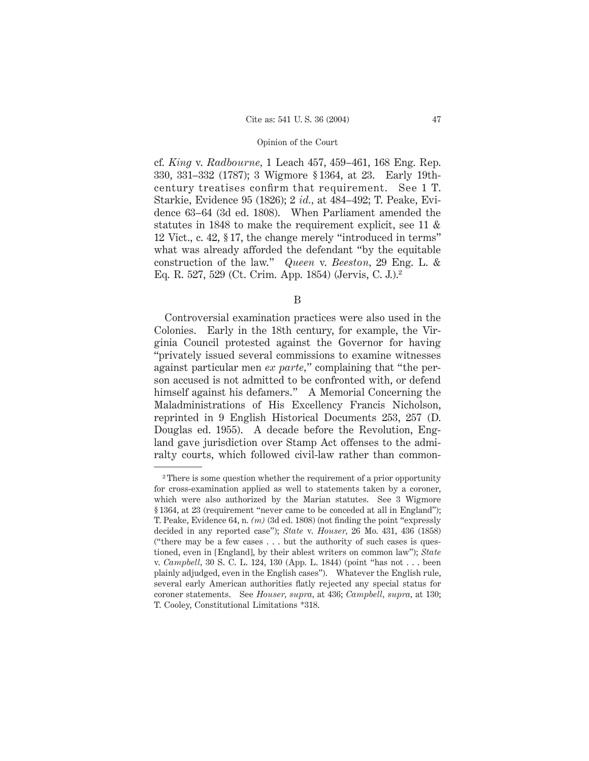cf. *King* v. *Radbourne*, 1 Leach 457, 459–461, 168 Eng. Rep. 330, 331–332 (1787); 3 Wigmore § 1364, at 23. Early 19th-century treatises confirm that requirement. See 1 T. Starkie, Evidence 95 (1826); 2 *id.*, at 484–492; T. Peake, Evidence 63–64 (3d ed. 1808). When Parliament amended the statutes in 1848 to make the requirement explicit, see 11 & 12 Vict., c. 42, § 17, the change merely "introduced in terms" what was already afforded the defendant "by the equitable construction of the law." *Queen* v. *Beeston*, 29 Eng. L. & Eq. R. 527, 529 (Ct. Crim. App. 1854) (Jervis, C. J.).[2]

### B

Controversial examination practices were also used in the Colonies. Early in the 18th century, for example, the Virginia Council protested against the Governor for having "privately issued several commissions to examine witnesses against particular men *ex parte*," complaining that "the person accused is not admitted to be confronted with, or defend himself against his defamers." A Memorial Concerning the Maladministrations of His Excellency Francis Nicholson, reprinted in 9 English Historical Documents 253, 257 (D. Douglas ed. 1955). A decade before the Revolution, England gave jurisdiction over Stamp Act offenses to the admiralty courts, which followed civil-law rather than common-

[2] There is some question whether the requirement of a prior opportunity for cross-examination applied as well to statements taken by a coroner, which were also authorized by the Marian statutes. See 3 Wigmore § 1364, at 23 (requirement "never came to be conceded at all in England"); T. Peake, Evidence 64, n. *(m)* (3d ed. 1808) (not finding the point "expressly decided in any reported case"); *State* v. *Houser*, 26 Mo. 431, 436 (1858) ("there may be a few cases . . . but the authority of such cases is questioned, even in [England], by their ablest writers on common law"); *State* v. *Campbell*, 30 S. C. L. 124, 130 (App. L. 1844) (point "has not . . . been plainly adjudged, even in the English cases"). Whatever the English rule, several early American authorities flatly rejected any special status for coroner statements. See *Houser*, *supra*, at 436; *Campbell*, *supra*, at 130; T. Cooley, Constitutional Limitations *318.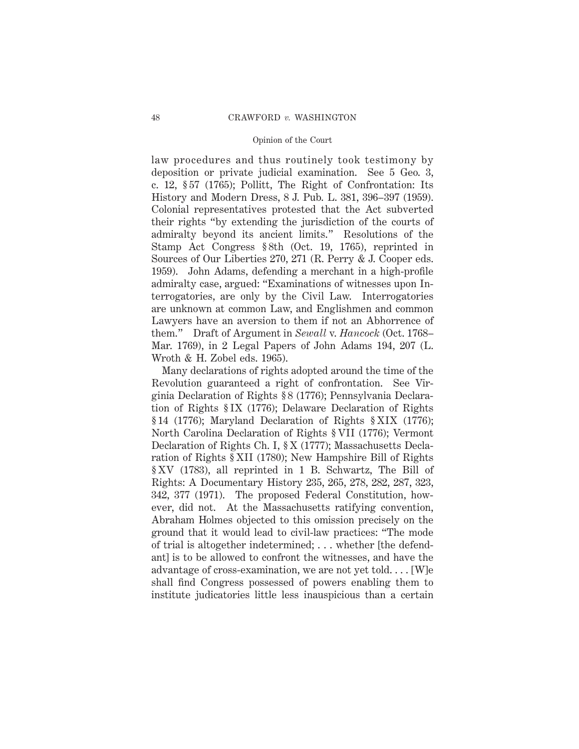law procedures and thus routinely took testimony by deposition or private judicial examination. See 5 Geo. 3, c. 12, § 57 (1765); Pollitt, The Right of Confrontation: Its History and Modern Dress, 8 J. Pub. L. 381, 396–397 (1959). Colonial representatives protested that the Act subverted their rights "by extending the jurisdiction of the courts of admiralty beyond its ancient limits." Resolutions of the Stamp Act Congress § 8th (Oct. 19, 1765), reprinted in Sources of Our Liberties 270, 271 (R. Perry & J. Cooper eds. 1959). John Adams, defending a merchant in a high-profile admiralty case, argued: "Examinations of witnesses upon Interrogatories, are only by the Civil Law. Interrogatories are unknown at common Law, and Englishmen and common Lawyers have an aversion to them if not an Abhorrence of them." Draft of Argument in *Sewall* v. *Hancock* (Oct. 1768–Mar. 1769), in 2 Legal Papers of John Adams 194, 207 (L. Wroth & H. Zobel eds. 1965).

Many declarations of rights adopted around the time of the Revolution guaranteed a right of confrontation. See Virginia Declaration of Rights § 8 (1776); Pennsylvania Declaration of Rights § IX (1776); Delaware Declaration of Rights § 14 (1776); Maryland Declaration of Rights § XIX (1776); North Carolina Declaration of Rights § VII (1776); Vermont Declaration of Rights Ch. I, § X (1777); Massachusetts Declaration of Rights § XII (1780); New Hampshire Bill of Rights § XV (1783), all reprinted in 1 B. Schwartz, The Bill of Rights: A Documentary History 235, 265, 278, 282, 287, 323, 342, 377 (1971). The proposed Federal Constitution, however, did not. At the Massachusetts ratifying convention, Abraham Holmes objected to this omission precisely on the ground that it would lead to civil-law practices: "The mode of trial is altogether indetermined; . . . whether [the defendant] is to be allowed to confront the witnesses, and have the advantage of cross-examination, we are not yet told. . . . [W]e shall find Congress possessed of powers enabling them to institute judicatories little less inauspicious than a certain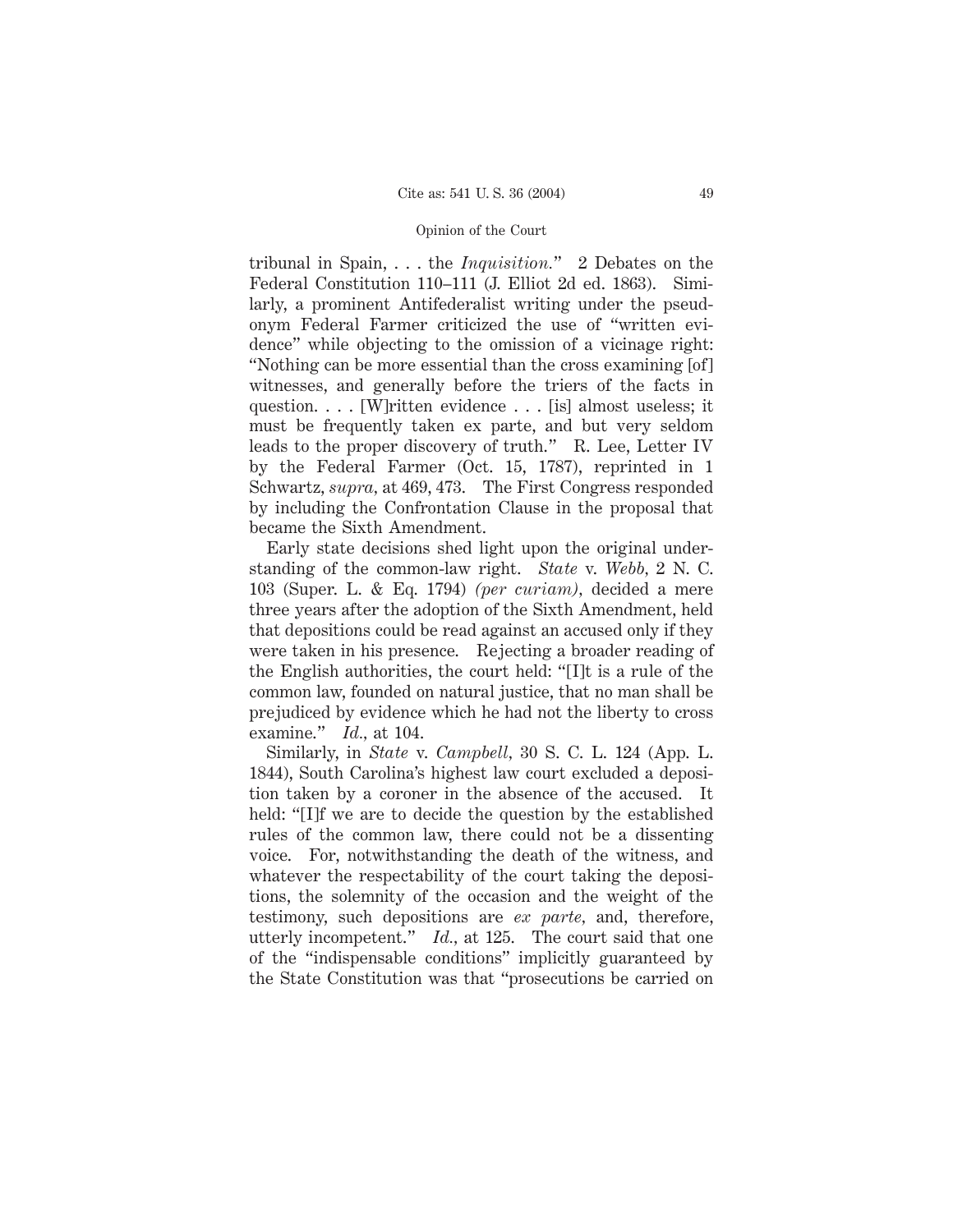tribunal in Spain, . . . the *Inquisition.*" 2 Debates on the Federal Constitution 110–111 (J. Elliot 2d ed. 1863). Similarly, a prominent Antifederalist writing under the pseudonym Federal Farmer criticized the use of "written evidence" while objecting to the omission of a vicinage right: "Nothing can be more essential than the cross examining [of] witnesses, and generally before the triers of the facts in question. . . . [W]ritten evidence . . . [is] almost useless; it must be frequently taken ex parte, and but very seldom leads to the proper discovery of truth." R. Lee, Letter IV by the Federal Farmer (Oct. 15, 1787), reprinted in 1 Schwartz, *supra,* at 469, 473. The First Congress responded by including the Confrontation Clause in the proposal that became the Sixth Amendment.

Early state decisions shed light upon the original understanding of the common-law right. *State* v. *Webb,* 2 N. C. 103 (Super. L. & Eq. 1794) *(per curiam),* decided a mere three years after the adoption of the Sixth Amendment, held that depositions could be read against an accused only if they were taken in his presence. Rejecting a broader reading of the English authorities, the court held: "[I]t is a rule of the common law, founded on natural justice, that no man shall be prejudiced by evidence which he had not the liberty to cross examine." *Id.,* at 104.

Similarly, in *State* v. *Campbell,* 30 S. C. L. 124 (App. L. 1844), South Carolina's highest law court excluded a deposition taken by a coroner in the absence of the accused. It held: "[I]f we are to decide the question by the established rules of the common law, there could not be a dissenting voice. For, notwithstanding the death of the witness, and whatever the respectability of the court taking the depositions, the solemnity of the occasion and the weight of the testimony, such depositions are *ex parte,* and, therefore, utterly incompetent." *Id.,* at 125. The court said that one of the "indispensable conditions" implicitly guaranteed by the State Constitution was that "prosecutions be carried on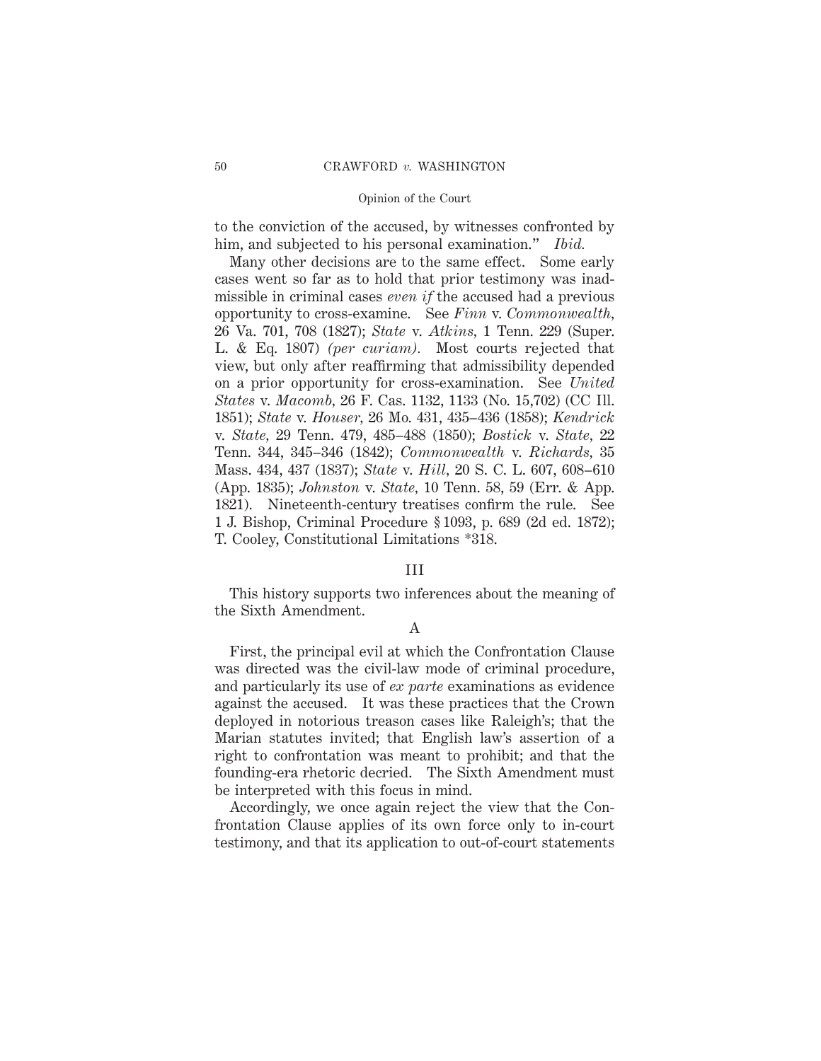to the conviction of the accused, by witnesses confronted by him, and subjected to his personal examination." *Ibid.*

Many other decisions are to the same effect. Some early cases went so far as to hold that prior testimony was inadmissible in criminal cases *even if* the accused had a previous opportunity to cross-examine. See *Finn* v. *Commonwealth*, 26 Va. 701, 708 (1827); *State* v. *Atkins*, 1 Tenn. 229 (Super. L. & Eq. 1807) *(per curiam)*. Most courts rejected that view, but only after reaffirming that admissibility depended on a prior opportunity for cross-examination. See *United States* v. *Macomb*, 26 F. Cas. 1132, 1133 (No. 15,702) (CC Ill. 1851); *State* v. *Houser*, 26 Mo. 431, 435–436 (1858); *Kendrick* v. *State*, 29 Tenn. 479, 485–488 (1850); *Bostick* v. *State*, 22 Tenn. 344, 345–346 (1842); *Commonwealth* v. *Richards*, 35 Mass. 434, 437 (1837); *State* v. *Hill*, 20 S. C. L. 607, 608–610 (App. 1835); *Johnston* v. *State*, 10 Tenn. 58, 59 (Err. & App. 1821). Nineteenth-century treatises confirm the rule. See 1 J. Bishop, Criminal Procedure § 1093, p. 689 (2d ed. 1872); T. Cooley, Constitutional Limitations *318.

## III

This history supports two inferences about the meaning of the Sixth Amendment.

### A

First, the principal evil at which the Confrontation Clause was directed was the civil-law mode of criminal procedure, and particularly its use of *ex parte* examinations as evidence against the accused. It was these practices that the Crown deployed in notorious treason cases like Raleigh's; that the Marian statutes invited; that English law's assertion of a right to confrontation was meant to prohibit; and that the founding-era rhetoric decried. The Sixth Amendment must be interpreted with this focus in mind.

Accordingly, we once again reject the view that the Confrontation Clause applies of its own force only to in-court testimony, and that its application to out-of-court statements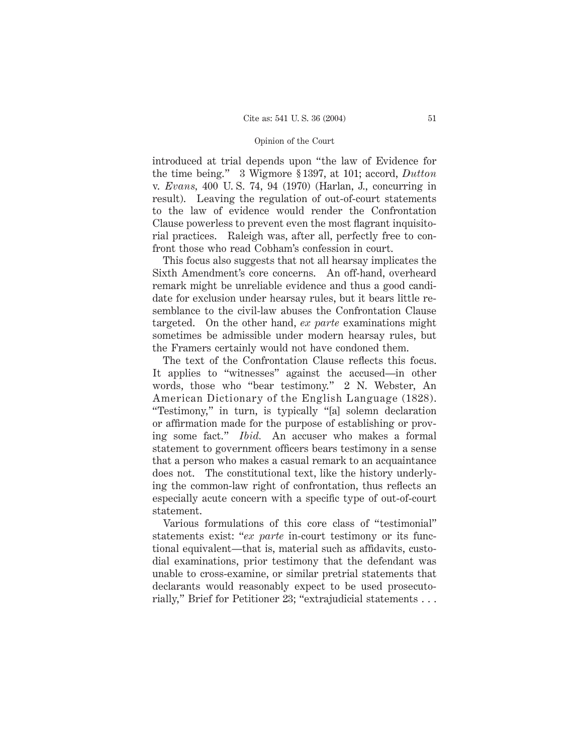introduced at trial depends upon "the law of Evidence for the time being." 3 Wigmore § 1397, at 101; accord, *Dutton* v. *Evans*, 400 U. S. 74, 94 (1970) (Harlan, J., concurring in result). Leaving the regulation of out-of-court statements to the law of evidence would render the Confrontation Clause powerless to prevent even the most flagrant inquisitorial practices. Raleigh was, after all, perfectly free to confront those who read Cobham's confession in court.

This focus also suggests that not all hearsay implicates the Sixth Amendment's core concerns. An off-hand, overheard remark might be unreliable evidence and thus a good candidate for exclusion under hearsay rules, but it bears little resemblance to the civil-law abuses the Confrontation Clause targeted. On the other hand, *ex parte* examinations might sometimes be admissible under modern hearsay rules, but the Framers certainly would not have condoned them.

The text of the Confrontation Clause reflects this focus. It applies to "witnesses" against the accused—in other words, those who "bear testimony." 2 N. Webster, An American Dictionary of the English Language (1828). "Testimony," in turn, is typically "[a] solemn declaration or affirmation made for the purpose of establishing or proving some fact." *Ibid.* An accuser who makes a formal statement to government officers bears testimony in a sense that a person who makes a casual remark to an acquaintance does not. The constitutional text, like the history underlying the common-law right of confrontation, thus reflects an especially acute concern with a specific type of out-of-court statement.

Various formulations of this core class of "testimonial" statements exist: "*ex parte* in-court testimony or its functional equivalent—that is, material such as affidavits, custodial examinations, prior testimony that the defendant was unable to cross-examine, or similar pretrial statements that declarants would reasonably expect to be used prosecutorially," Brief for Petitioner 23; "extrajudicial statements . . .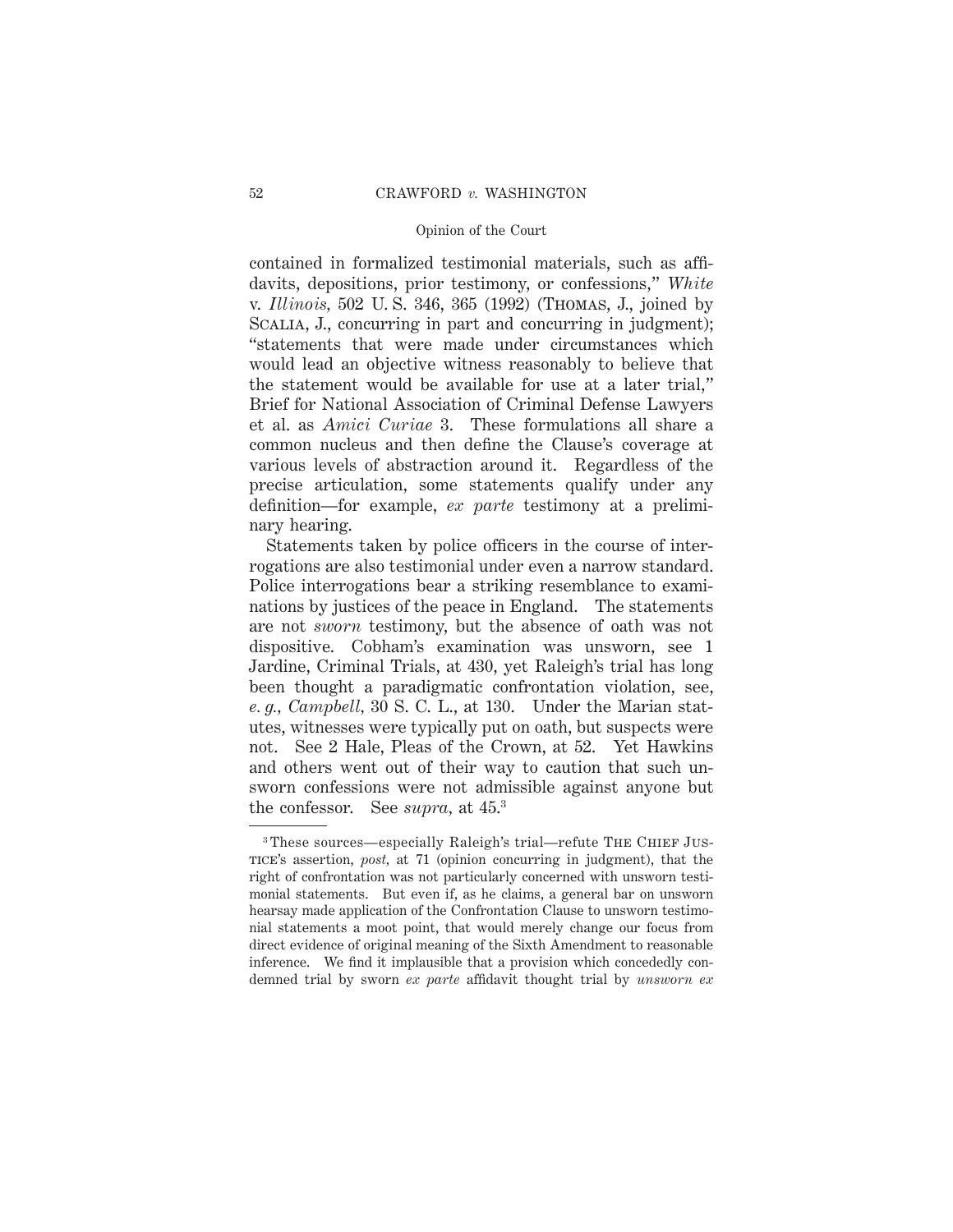contained in formalized testimonial materials, such as affidavits, depositions, prior testimony, or confessions," *White* v. *Illinois,* 502 U. S. 346, 365 (1992) (THOMAS, J., joined by SCALIA, J., concurring in part and concurring in judgment); "statements that were made under circumstances which would lead an objective witness reasonably to believe that the statement would be available for use at a later trial," Brief for National Association of Criminal Defense Lawyers et al. as *Amici Curiae* 3. These formulations all share a common nucleus and then define the Clause's coverage at various levels of abstraction around it. Regardless of the precise articulation, some statements qualify under any definition—for example, *ex parte* testimony at a preliminary hearing.

Statements taken by police officers in the course of interrogations are also testimonial under even a narrow standard. Police interrogations bear a striking resemblance to examinations by justices of the peace in England. The statements are not *sworn* testimony, but the absence of oath was not dispositive. Cobham's examination was unsworn, see 1 Jardine, Criminal Trials, at 430, yet Raleigh's trial has long been thought a paradigmatic confrontation violation, see, *e. g., Campbell,* 30 S. C. L., at 130. Under the Marian statutes, witnesses were typically put on oath, but suspects were not. See 2 Hale, Pleas of the Crown, at 52. Yet Hawkins and others went out of their way to caution that such unsworn confessions were not admissible against anyone but the confessor. See *supra,* at 45.[3]

---

[3] These sources—especially Raleigh's trial—refute THE CHIEF JUSTICE's assertion, *post,* at 71 (opinion concurring in judgment), that the right of confrontation was not particularly concerned with unsworn testimonial statements. But even if, as he claims, a general bar on unsworn hearsay made application of the Confrontation Clause to unsworn testimonial statements a moot point, that would merely change our focus from direct evidence of original meaning of the Sixth Amendment to reasonable inference. We find it implausible that a provision which concededly condemned trial by sworn *ex parte* affidavit thought trial by *unsworn ex*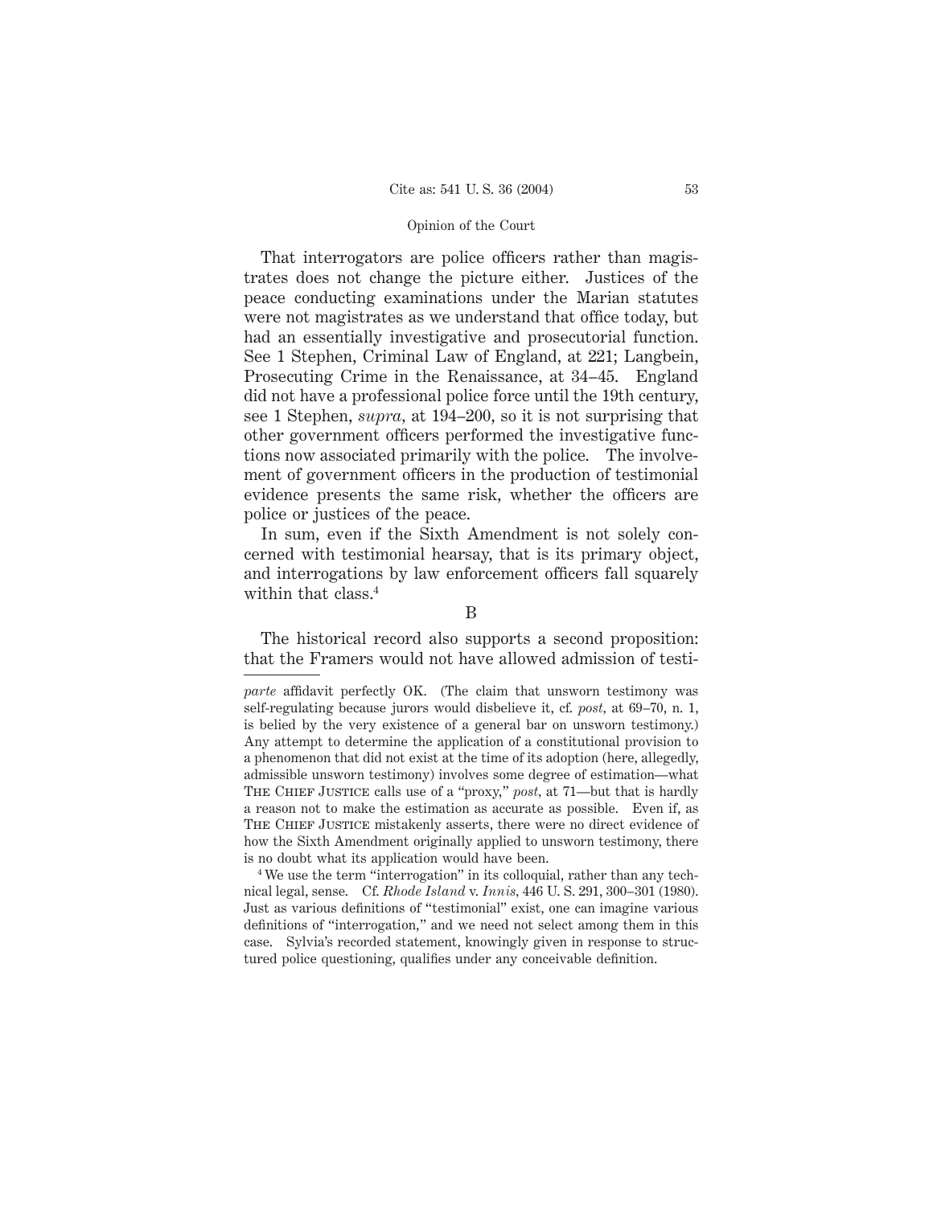That interrogators are police officers rather than magistrates does not change the picture either. Justices of the peace conducting examinations under the Marian statutes were not magistrates as we understand that office today, but had an essentially investigative and prosecutorial function. See 1 Stephen, Criminal Law of England, at 221; Langbein, Prosecuting Crime in the Renaissance, at 34–45. England did not have a professional police force until the 19th century, see 1 Stephen, *supra*, at 194–200, so it is not surprising that other government officers performed the investigative functions now associated primarily with the police. The involvement of government officers in the production of testimonial evidence presents the same risk, whether the officers are police or justices of the peace.

In sum, even if the Sixth Amendment is not solely concerned with testimonial hearsay, that is its primary object, and interrogations by law enforcement officers fall squarely within that class.[4]

B

The historical record also supports a second proposition: that the Framers would not have allowed admission of testi-

---

*parte* affidavit perfectly OK. (The claim that unsworn testimony was self-regulating because jurors would disbelieve it, cf. *post*, at 69–70, n. 1, is belied by the very existence of a general bar on unsworn testimony.) Any attempt to determine the application of a constitutional provision to a phenomenon that did not exist at the time of its adoption (here, allegedly, admissible unsworn testimony) involves some degree of estimation—what The Chief Justice calls use of a "proxy," *post*, at 71—but that is hardly a reason not to make the estimation as accurate as possible. Even if, as The Chief Justice mistakenly asserts, there were no direct evidence of how the Sixth Amendment originally applied to unsworn testimony, there is no doubt what its application would have been.

[4] We use the term "interrogation" in its colloquial, rather than any technical legal, sense. Cf. *Rhode Island* v. *Innis*, 446 U. S. 291, 300–301 (1980). Just as various definitions of "testimonial" exist, one can imagine various definitions of "interrogation," and we need not select among them in this case. Sylvia's recorded statement, knowingly given in response to structured police questioning, qualifies under any conceivable definition.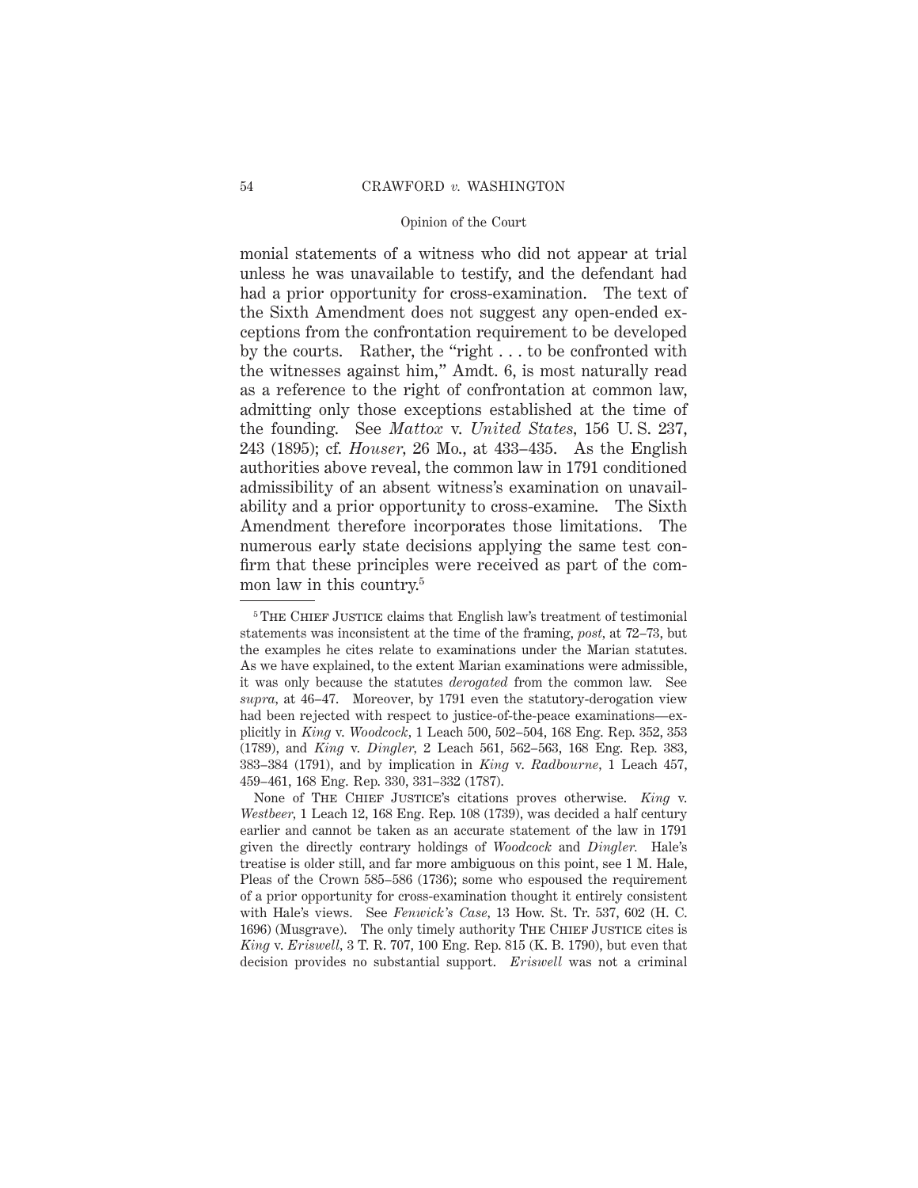monial statements of a witness who did not appear at trial unless he was unavailable to testify, and the defendant had had a prior opportunity for cross-examination. The text of the Sixth Amendment does not suggest any open-ended exceptions from the confrontation requirement to be developed by the courts. Rather, the "right . . . to be confronted with the witnesses against him," Amdt. 6, is most naturally read as a reference to the right of confrontation at common law, admitting only those exceptions established at the time of the founding. See *Mattox* v. *United States*, 156 U. S. 237, 243 (1895); cf. *Houser*, 26 Mo., at 433–435. As the English authorities above reveal, the common law in 1791 conditioned admissibility of an absent witness's examination on unavailability and a prior opportunity to cross-examine. The Sixth Amendment therefore incorporates those limitations. The numerous early state decisions applying the same test confirm that these principles were received as part of the common law in this country.[5]

---

[5] The Chief Justice claims that English law's treatment of testimonial statements was inconsistent at the time of the framing, *post*, at 72–73, but the examples he cites relate to examinations under the Marian statutes. As we have explained, to the extent Marian examinations were admissible, it was only because the statutes *derogated* from the common law. See *supra*, at 46–47. Moreover, by 1791 even the statutory-derogation view had been rejected with respect to justice-of-the-peace examinations—explicitly in *King* v. *Woodcock*, 1 Leach 500, 502–504, 168 Eng. Rep. 352, 353 (1789), and *King* v. *Dingler*, 2 Leach 561, 562–563, 168 Eng. Rep. 383, 383–384 (1791), and by implication in *King* v. *Radbourne*, 1 Leach 457, 459–461, 168 Eng. Rep. 330, 331–332 (1787).

None of The Chief Justice's citations proves otherwise. *King* v. *Westbeer*, 1 Leach 12, 168 Eng. Rep. 108 (1739), was decided a half century earlier and cannot be taken as an accurate statement of the law in 1791 given the directly contrary holdings of *Woodcock* and *Dingler*. Hale's treatise is older still, and far more ambiguous on this point, see 1 M. Hale, Pleas of the Crown 585–586 (1736); some who espoused the requirement of a prior opportunity for cross-examination thought it entirely consistent with Hale's views. See *Fenwick's Case*, 13 How. St. Tr. 537, 602 (H. C. 1696) (Musgrave). The only timely authority The Chief Justice cites is *King* v. *Eriswell*, 3 T. R. 707, 100 Eng. Rep. 815 (K. B. 1790), but even that decision provides no substantial support. *Eriswell* was not a criminal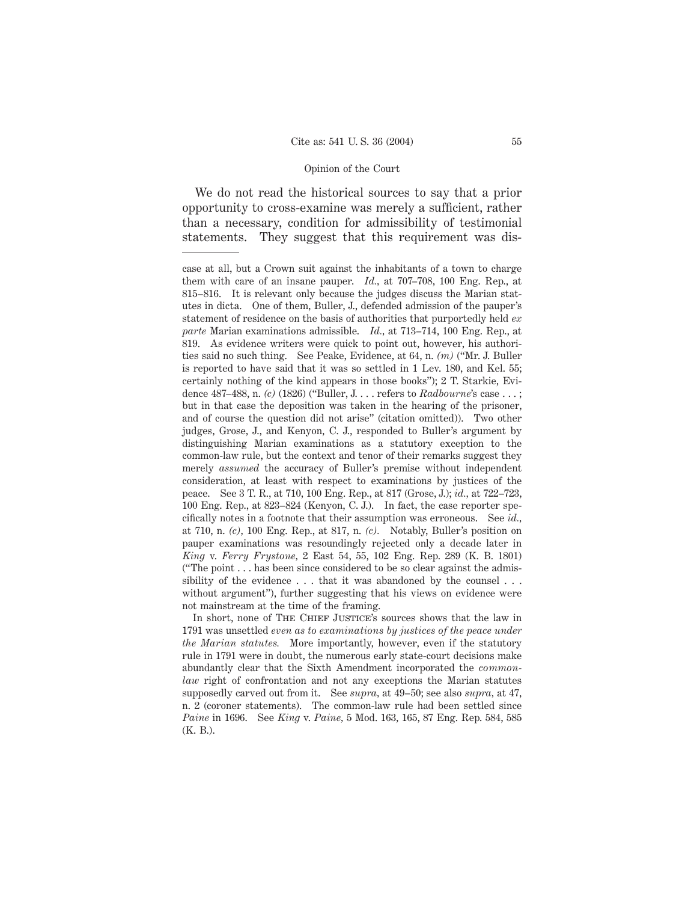We do not read the historical sources to say that a prior opportunity to cross-examine was merely a sufficient, rather than a necessary, condition for admissibility of testimonial statements. They suggest that this requirement was dis-

---

case at all, but a Crown suit against the inhabitants of a town to charge them with care of an insane pauper. *Id.,* at 707–708, 100 Eng. Rep., at 815–816. It is relevant only because the judges discuss the Marian statutes in dicta. One of them, Buller, J., defended admission of the pauper's statement of residence on the basis of authorities that purportedly held *ex parte* Marian examinations admissible. *Id.,* at 713–714, 100 Eng. Rep., at 819. As evidence writers were quick to point out, however, his authorities said no such thing. See Peake, Evidence, at 64, n. *(m)* ("Mr. J. Buller is reported to have said that it was so settled in 1 Lev. 180, and Kel. 55; certainly nothing of the kind appears in those books"); 2 T. Starkie, Evidence 487–488, n. *(c)* (1826) ("Buller, J. . . . refers to *Radbourne*'s case . . . ; but in that case the deposition was taken in the hearing of the prisoner, and of course the question did not arise" (citation omitted)). Two other judges, Grose, J., and Kenyon, C. J., responded to Buller's argument by distinguishing Marian examinations as a statutory exception to the common-law rule, but the context and tenor of their remarks suggest they merely *assumed* the accuracy of Buller's premise without independent consideration, at least with respect to examinations by justices of the peace. See 3 T. R., at 710, 100 Eng. Rep., at 817 (Grose, J.); *id.,* at 722–723, 100 Eng. Rep., at 823–824 (Kenyon, C. J.). In fact, the case reporter specifically notes in a footnote that their assumption was erroneous. See *id.,* at 710, n. *(c)*, 100 Eng. Rep., at 817, n. *(c)*. Notably, Buller's position on pauper examinations was resoundingly rejected only a decade later in *King* v. *Ferry Frystone,* 2 East 54, 55, 102 Eng. Rep. 289 (K. B. 1801) ("The point . . . has been since considered to be so clear against the admissibility of the evidence . . . that it was abandoned by the counsel . . . without argument"), further suggesting that his views on evidence were not mainstream at the time of the framing.

In short, none of The Chief Justice's sources shows that the law in 1791 was unsettled *even as to examinations by justices of the peace under the Marian statutes.* More importantly, however, even if the statutory rule in 1791 were in doubt, the numerous early state-court decisions make abundantly clear that the Sixth Amendment incorporated the *common-law* right of confrontation and not any exceptions the Marian statutes supposedly carved out from it. See *supra,* at 49–50; see also *supra,* at 47, n. 2 (coroner statements). The common-law rule had been settled since *Paine* in 1696. See *King* v. *Paine,* 5 Mod. 163, 165, 87 Eng. Rep. 584, 585 (K. B.).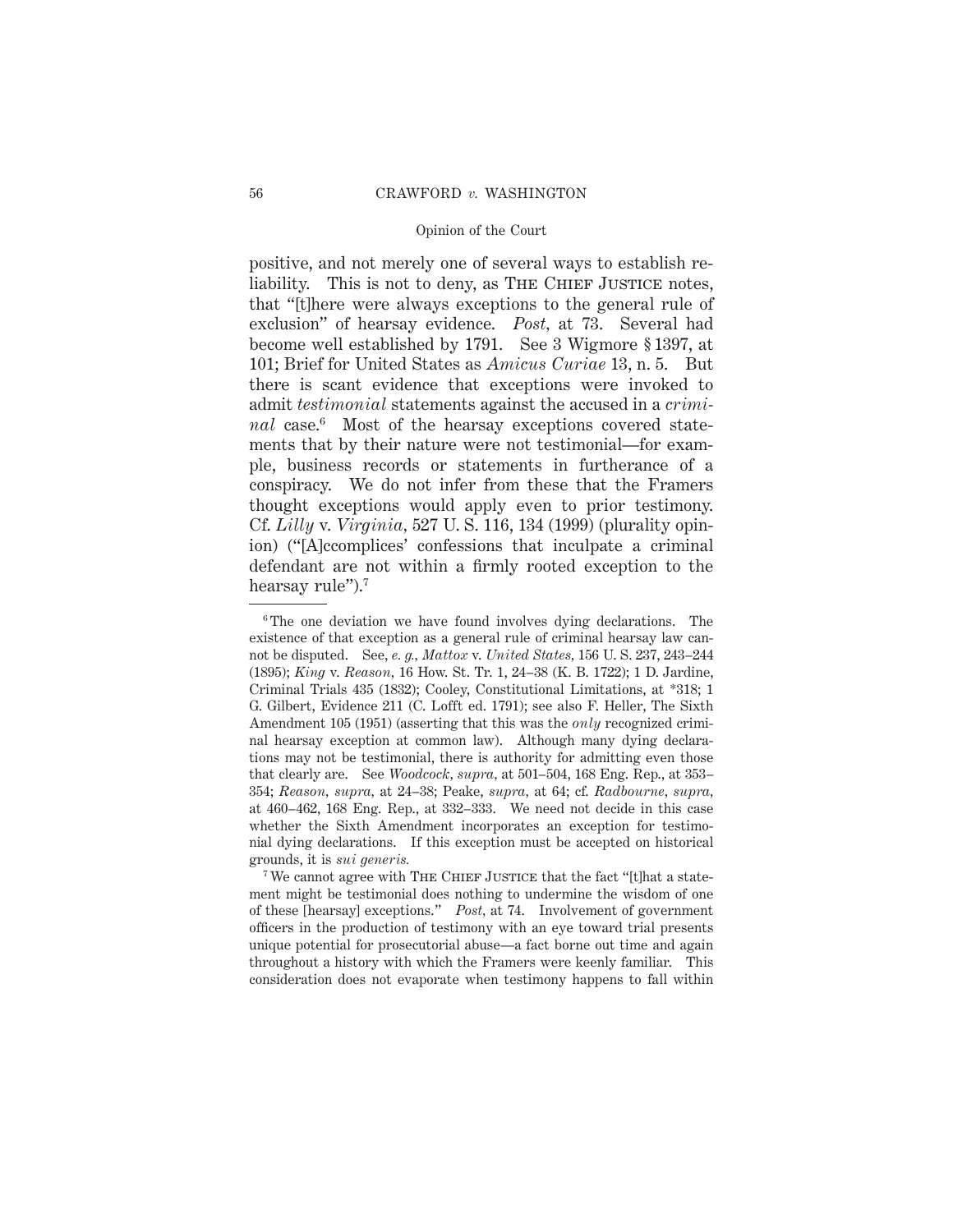positive, and not merely one of several ways to establish reliability. This is not to deny, as The Chief Justice notes, that "[t]here were always exceptions to the general rule of exclusion" of hearsay evidence. *Post,* at 73. Several had become well established by 1791. See 3 Wigmore § 1397, at 101; Brief for United States as *Amicus Curiae* 13, n. 5. But there is scant evidence that exceptions were invoked to admit *testimonial* statements against the accused in a *criminal* case.[6] Most of the hearsay exceptions covered statements that by their nature were not testimonial—for example, business records or statements in furtherance of a conspiracy. We do not infer from these that the Framers thought exceptions would apply even to prior testimony. Cf. *Lilly* v. *Virginia,* 527 U. S. 116, 134 (1999) (plurality opinion) ("[A]ccomplices' confessions that inculpate a criminal defendant are not within a firmly rooted exception to the hearsay rule").[7]

---

[6] The one deviation we have found involves dying declarations. The existence of that exception as a general rule of criminal hearsay law cannot be disputed. See, *e. g., Mattox* v. *United States,* 156 U. S. 237, 243–244 (1895); *King* v. *Reason,* 16 How. St. Tr. 1, 24–38 (K. B. 1722); 1 D. Jardine, Criminal Trials 435 (1832); Cooley, Constitutional Limitations, at *318; 1 G. Gilbert, Evidence 211 (C. Lofft ed. 1791); see also F. Heller, The Sixth Amendment 105 (1951) (asserting that this was the *only* recognized criminal hearsay exception at common law). Although many dying declarations may not be testimonial, there is authority for admitting even those that clearly are. See *Woodcock, supra,* at 501–504, 168 Eng. Rep., at 353–354; *Reason, supra,* at 24–38; Peake, *supra,* at 64; cf. *Radbourne, supra,* at 460–462, 168 Eng. Rep., at 332–333. We need not decide in this case whether the Sixth Amendment incorporates an exception for testimonial dying declarations. If this exception must be accepted on historical grounds, it is *sui generis.*

[7] We cannot agree with The Chief Justice that the fact "[t]hat a statement might be testimonial does nothing to undermine the wisdom of one of these [hearsay] exceptions." *Post,* at 74. Involvement of government officers in the production of testimony with an eye toward trial presents unique potential for prosecutorial abuse—a fact borne out time and again throughout a history with which the Framers were keenly familiar. This consideration does not evaporate when testimony happens to fall within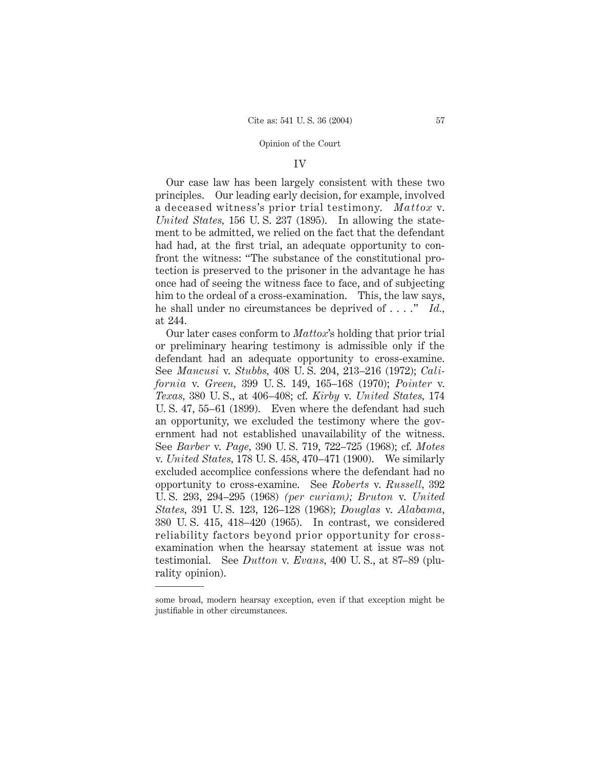## IV

Our case law has been largely consistent with these two principles. Our leading early decision, for example, involved a deceased witness's prior trial testimony. *Mattox* v. *United States,* 156 U. S. 237 (1895). In allowing the statement to be admitted, we relied on the fact that the defendant had had, at the first trial, an adequate opportunity to confront the witness: "The substance of the constitutional protection is preserved to the prisoner in the advantage he has once had of seeing the witness face to face, and of subjecting him to the ordeal of a cross-examination. This, the law says, he shall under no circumstances be deprived of . . . ." *Id.,* at 244.

Our later cases conform to *Mattox*'s holding that prior trial or preliminary hearing testimony is admissible only if the defendant had an adequate opportunity to cross-examine. See *Mancusi* v. *Stubbs,* 408 U. S. 204, 213–216 (1972); *California* v. *Green,* 399 U. S. 149, 165–168 (1970); *Pointer* v. *Texas,* 380 U. S., at 406–408; cf. *Kirby* v. *United States,* 174 U. S. 47, 55–61 (1899). Even where the defendant had such an opportunity, we excluded the testimony where the government had not established unavailability of the witness. See *Barber* v. *Page,* 390 U. S. 719, 722–725 (1968); cf. *Motes* v. *United States,* 178 U. S. 458, 470–471 (1900). We similarly excluded accomplice confessions where the defendant had no opportunity to cross-examine. See *Roberts* v. *Russell,* 392 U. S. 293, 294–295 (1968) *(per curiam); Bruton* v. *United States,* 391 U. S. 123, 126–128 (1968); *Douglas* v. *Alabama,* 380 U. S. 415, 418–420 (1965). In contrast, we considered reliability factors beyond prior opportunity for cross-examination when the hearsay statement at issue was not testimonial. See *Dutton* v. *Evans,* 400 U. S., at 87–89 (plurality opinion).

---

some broad, modern hearsay exception, even if that exception might be justifiable in other circumstances.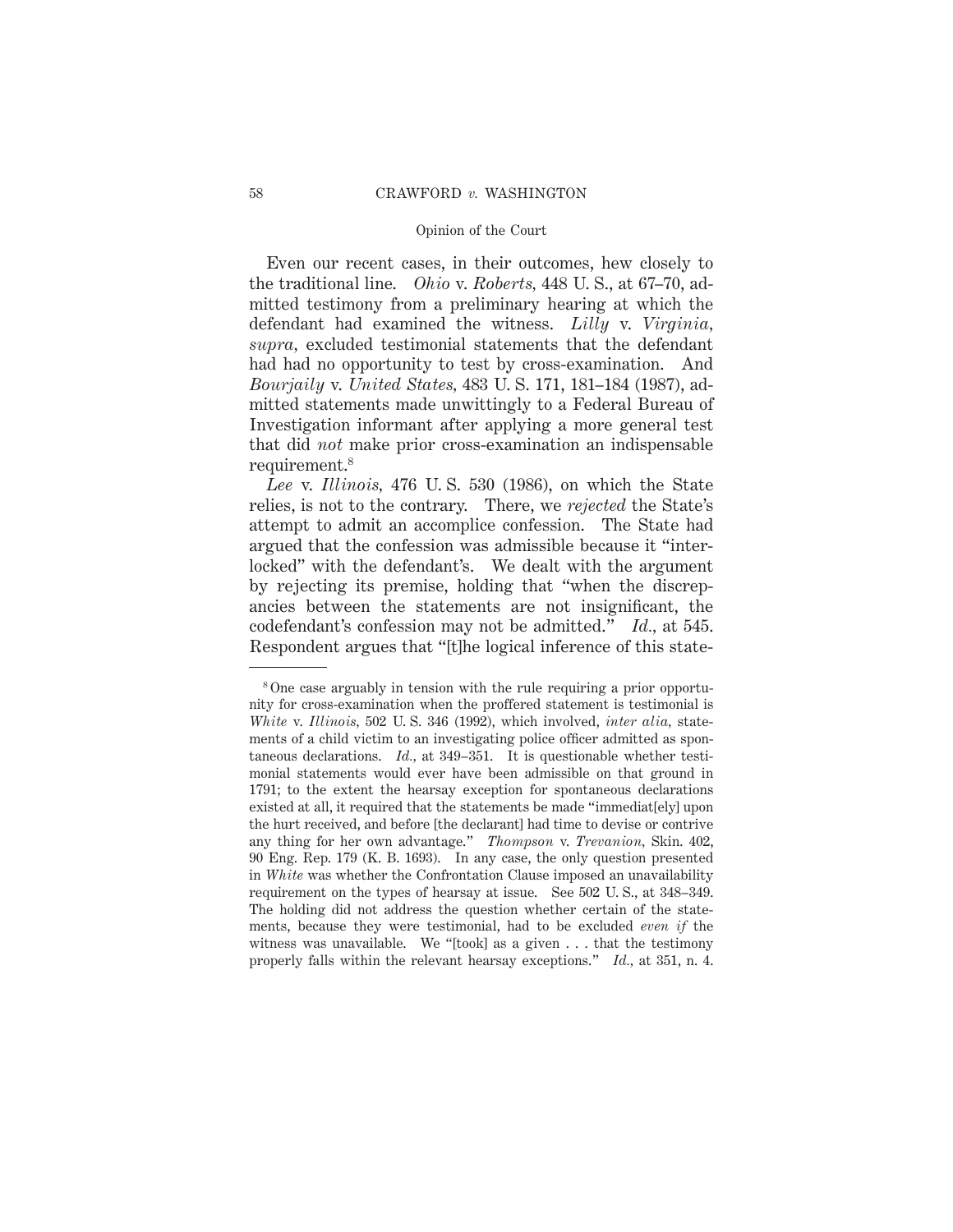Even our recent cases, in their outcomes, hew closely to the traditional line. *Ohio* v. *Roberts*, 448 U. S., at 67–70, admitted testimony from a preliminary hearing at which the defendant had examined the witness. *Lilly* v. *Virginia*, *supra*, excluded testimonial statements that the defendant had had no opportunity to test by cross-examination. And *Bourjaily* v. *United States*, 483 U. S. 171, 181–184 (1987), admitted statements made unwittingly to a Federal Bureau of Investigation informant after applying a more general test that did *not* make prior cross-examination an indispensable requirement.[8]

*Lee* v. *Illinois*, 476 U. S. 530 (1986), on which the State relies, is not to the contrary. There, we *rejected* the State's attempt to admit an accomplice confession. The State had argued that the confession was admissible because it "interlocked" with the defendant's. We dealt with the argument by rejecting its premise, holding that "when the discrepancies between the statements are not insignificant, the codefendant's confession may not be admitted." *Id.*, at 545. Respondent argues that "[t]he logical inference of this state-

---

[8] One case arguably in tension with the rule requiring a prior opportunity for cross-examination when the proffered statement is testimonial is *White* v. *Illinois*, 502 U. S. 346 (1992), which involved, *inter alia*, statements of a child victim to an investigating police officer admitted as spontaneous declarations. *Id.*, at 349–351. It is questionable whether testimonial statements would ever have been admissible on that ground in 1791; to the extent the hearsay exception for spontaneous declarations existed at all, it required that the statements be made "immediat[ely] upon the hurt received, and before [the declarant] had time to devise or contrive any thing for her own advantage." *Thompson* v. *Trevanion*, Skin. 402, 90 Eng. Rep. 179 (K. B. 1693). In any case, the only question presented in *White* was whether the Confrontation Clause imposed an unavailability requirement on the types of hearsay at issue. See 502 U. S., at 348–349. The holding did not address the question whether certain of the statements, because they were testimonial, had to be excluded *even if* the witness was unavailable. We "[took] as a given . . . that the testimony properly falls within the relevant hearsay exceptions." *Id.*, at 351, n. 4.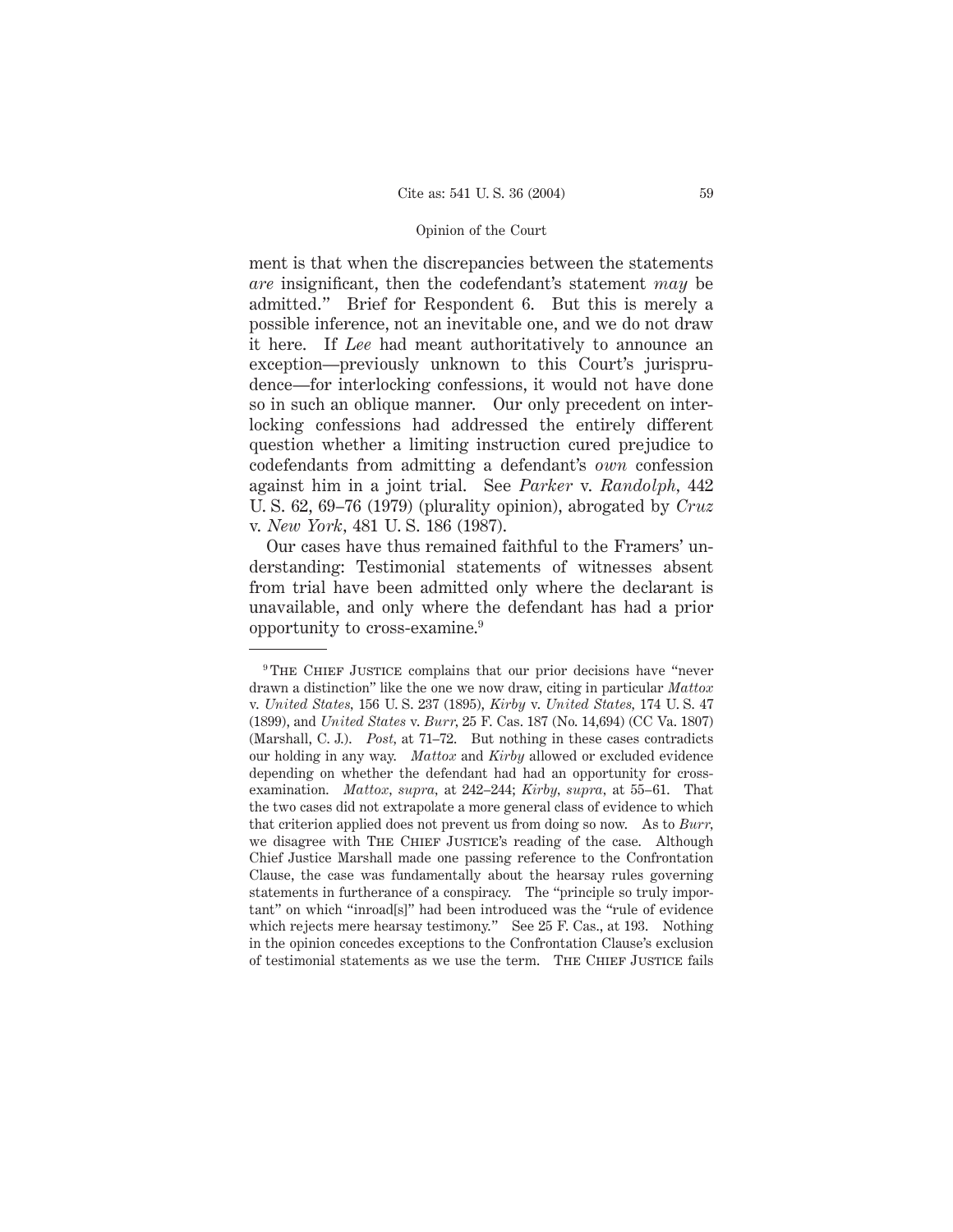ment is that when the discrepancies between the statements *are* insignificant, then the codefendant's statement *may* be admitted." Brief for Respondent 6. But this is merely a possible inference, not an inevitable one, and we do not draw it here. If *Lee* had meant authoritatively to announce an exception—previously unknown to this Court's jurisprudence—for interlocking confessions, it would not have done so in such an oblique manner. Our only precedent on interlocking confessions had addressed the entirely different question whether a limiting instruction cured prejudice to codefendants from admitting a defendant's *own* confession against him in a joint trial. See *Parker* v. *Randolph*, 442 U. S. 62, 69–76 (1979) (plurality opinion), abrogated by *Cruz* v. *New York*, 481 U. S. 186 (1987).

Our cases have thus remained faithful to the Framers' understanding: Testimonial statements of witnesses absent from trial have been admitted only where the declarant is unavailable, and only where the defendant has had a prior opportunity to cross-examine.[9]

---

[9] THE CHIEF JUSTICE complains that our prior decisions have "never drawn a distinction" like the one we now draw, citing in particular *Mattox* v. *United States*, 156 U. S. 237 (1895), *Kirby* v. *United States*, 174 U. S. 47 (1899), and *United States* v. *Burr*, 25 F. Cas. 187 (No. 14,694) (CC Va. 1807) (Marshall, C. J.). *Post*, at 71–72. But nothing in these cases contradicts our holding in any way. *Mattox* and *Kirby* allowed or excluded evidence depending on whether the defendant had had an opportunity for cross-examination. *Mattox*, *supra*, at 242–244; *Kirby*, *supra*, at 55–61. That the two cases did not extrapolate a more general class of evidence to which that criterion applied does not prevent us from doing so now. As to *Burr*, we disagree with THE CHIEF JUSTICE's reading of the case. Although Chief Justice Marshall made one passing reference to the Confrontation Clause, the case was fundamentally about the hearsay rules governing statements in furtherance of a conspiracy. The "principle so truly important" on which "inroad[s]" had been introduced was the "rule of evidence which rejects mere hearsay testimony." See 25 F. Cas., at 193. Nothing in the opinion concedes exceptions to the Confrontation Clause's exclusion of testimonial statements as we use the term. THE CHIEF JUSTICE fails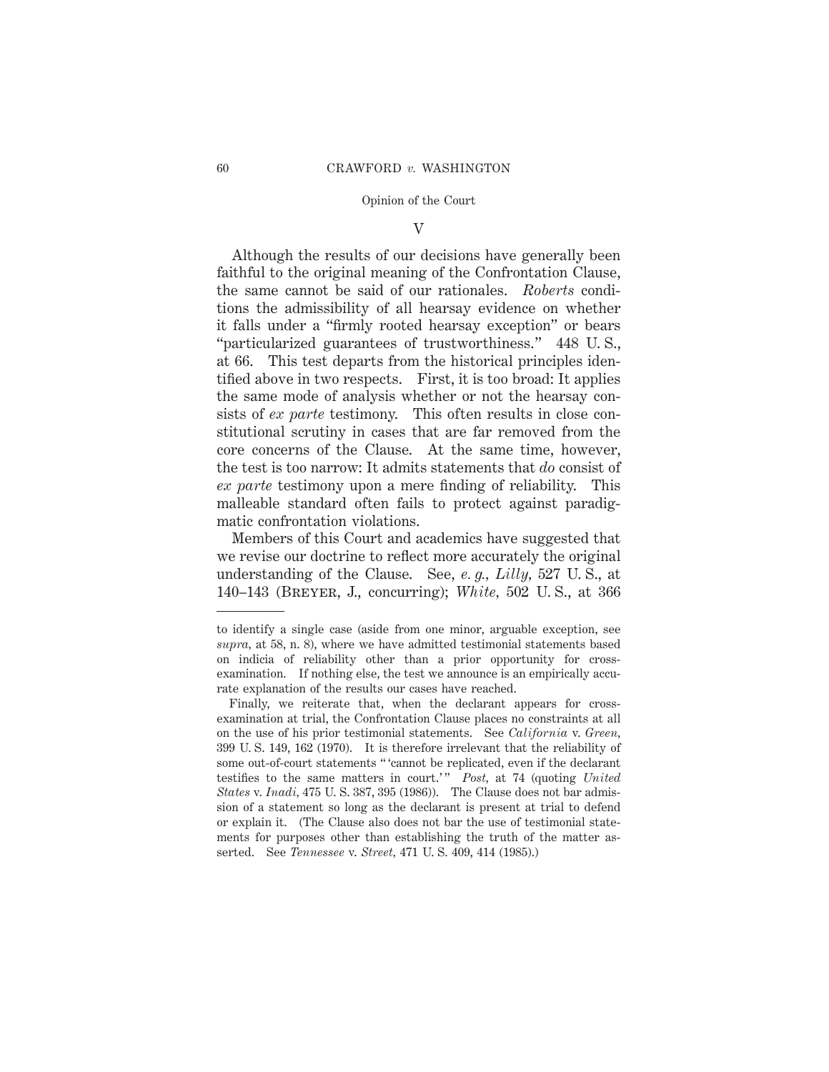## V

Although the results of our decisions have generally been faithful to the original meaning of the Confrontation Clause, the same cannot be said of our rationales. *Roberts* conditions the admissibility of all hearsay evidence on whether it falls under a "firmly rooted hearsay exception" or bears "particularized guarantees of trustworthiness." 448 U. S., at 66. This test departs from the historical principles identified above in two respects. First, it is too broad: It applies the same mode of analysis whether or not the hearsay consists of *ex parte* testimony. This often results in close constitutional scrutiny in cases that are far removed from the core concerns of the Clause. At the same time, however, the test is too narrow: It admits statements that *do* consist of *ex parte* testimony upon a mere finding of reliability. This malleable standard often fails to protect against paradigmatic confrontation violations.

Members of this Court and academics have suggested that we revise our doctrine to reflect more accurately the original understanding of the Clause. See, *e. g., Lilly*, 527 U. S., at 140–143 (BREYER, J., concurring); *White*, 502 U. S., at 366

---

to identify a single case (aside from one minor, arguable exception, see *supra*, at 58, n. 8), where we have admitted testimonial statements based on indicia of reliability other than a prior opportunity for cross-examination. If nothing else, the test we announce is an empirically accurate explanation of the results our cases have reached.

Finally, we reiterate that, when the declarant appears for cross-examination at trial, the Confrontation Clause places no constraints at all on the use of his prior testimonial statements. See *California* v. *Green*, 399 U. S. 149, 162 (1970). It is therefore irrelevant that the reliability of some out-of-court statements " 'cannot be replicated, even if the declarant testifies to the same matters in court.' " *Post*, at 74 (quoting *United States* v. *Inadi*, 475 U. S. 387, 395 (1986)). The Clause does not bar admission of a statement so long as the declarant is present at trial to defend or explain it. (The Clause also does not bar the use of testimonial statements for purposes other than establishing the truth of the matter asserted. See *Tennessee* v. *Street*, 471 U. S. 409, 414 (1985).)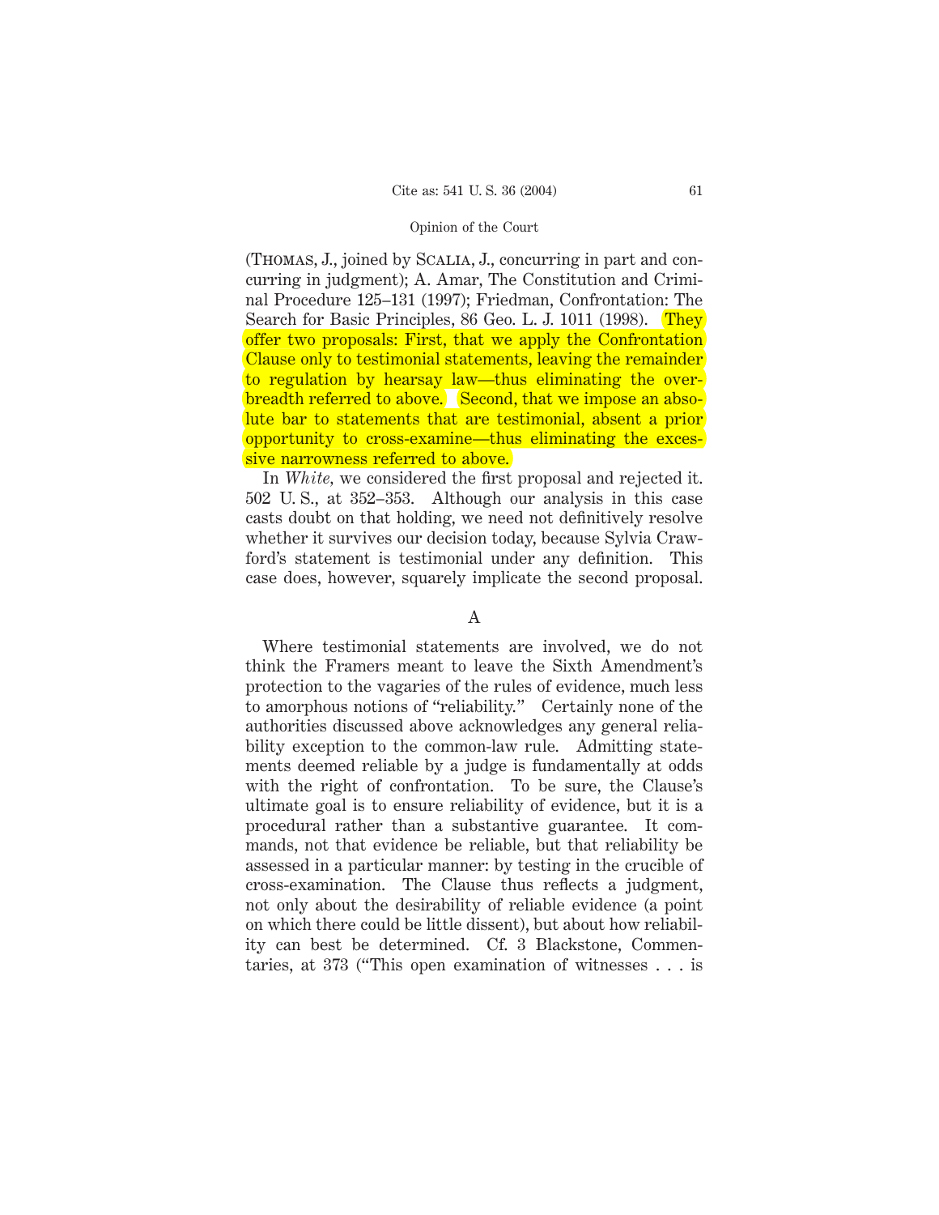(THOMAS, J., joined by SCALIA, J., concurring in part and concurring in judgment); A. Amar, The Constitution and Criminal Procedure 125–131 (1997); Friedman, Confrontation: The Search for Basic Principles, 86 Geo. L. J. 1011 (1998). They offer two proposals: First, that we apply the Confrontation Clause only to testimonial statements, leaving the remainder to regulation by hearsay law—thus eliminating the overbreadth referred to above. Second, that we impose an absolute bar to statements that are testimonial, absent a prior opportunity to cross-examine—thus eliminating the excessive narrowness referred to above.

In *White*, we considered the first proposal and rejected it. 502 U. S., at 352–353. Although our analysis in this case casts doubt on that holding, we need not definitively resolve whether it survives our decision today, because Sylvia Crawford's statement is testimonial under any definition. This case does, however, squarely implicate the second proposal.

### A

Where testimonial statements are involved, we do not think the Framers meant to leave the Sixth Amendment's protection to the vagaries of the rules of evidence, much less to amorphous notions of "reliability." Certainly none of the authorities discussed above acknowledges any general reliability exception to the common-law rule. Admitting statements deemed reliable by a judge is fundamentally at odds with the right of confrontation. To be sure, the Clause's ultimate goal is to ensure reliability of evidence, but it is a procedural rather than a substantive guarantee. It commands, not that evidence be reliable, but that reliability be assessed in a particular manner: by testing in the crucible of cross-examination. The Clause thus reflects a judgment, not only about the desirability of reliable evidence (a point on which there could be little dissent), but about how reliability can best be determined. Cf. 3 Blackstone, Commentaries, at 373 ("This open examination of witnesses . . . is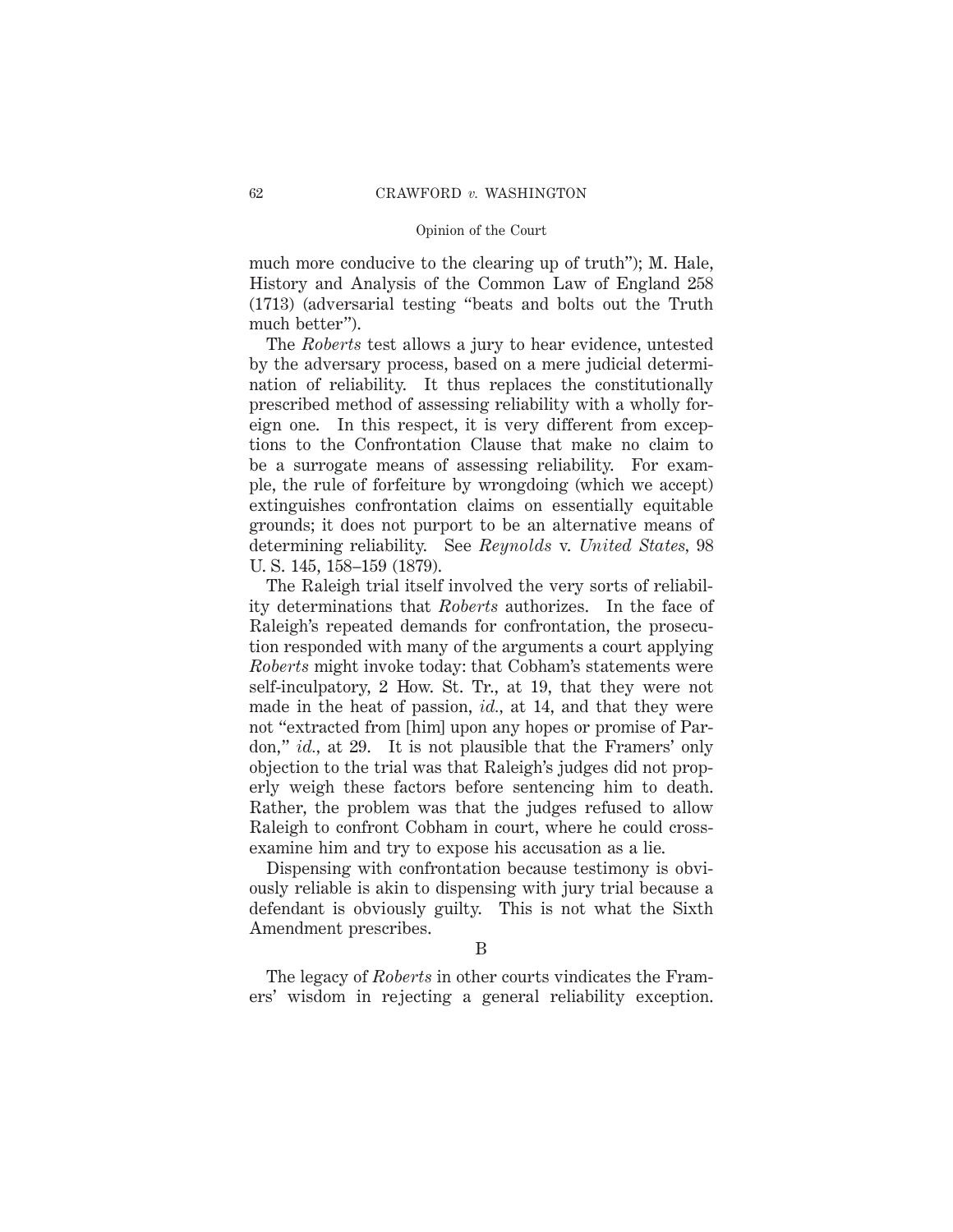much more conducive to the clearing up of truth"); M. Hale, History and Analysis of the Common Law of England 258 (1713) (adversarial testing "beats and bolts out the Truth much better").

The *Roberts* test allows a jury to hear evidence, untested by the adversary process, based on a mere judicial determination of reliability. It thus replaces the constitutionally prescribed method of assessing reliability with a wholly foreign one. In this respect, it is very different from exceptions to the Confrontation Clause that make no claim to be a surrogate means of assessing reliability. For example, the rule of forfeiture by wrongdoing (which we accept) extinguishes confrontation claims on essentially equitable grounds; it does not purport to be an alternative means of determining reliability. See *Reynolds* v. *United States*, 98 U. S. 145, 158–159 (1879).

The Raleigh trial itself involved the very sorts of reliability determinations that *Roberts* authorizes. In the face of Raleigh's repeated demands for confrontation, the prosecution responded with many of the arguments a court applying *Roberts* might invoke today: that Cobham's statements were self-inculpatory, 2 How. St. Tr., at 19, that they were not made in the heat of passion, *id.*, at 14, and that they were not "extracted from [him] upon any hopes or promise of Pardon," *id.*, at 29. It is not plausible that the Framers' only objection to the trial was that Raleigh's judges did not properly weigh these factors before sentencing him to death. Rather, the problem was that the judges refused to allow Raleigh to confront Cobham in court, where he could cross-examine him and try to expose his accusation as a lie.

Dispensing with confrontation because testimony is obviously reliable is akin to dispensing with jury trial because a defendant is obviously guilty. This is not what the Sixth Amendment prescribes.

## B

The legacy of *Roberts* in other courts vindicates the Framers' wisdom in rejecting a general reliability exception.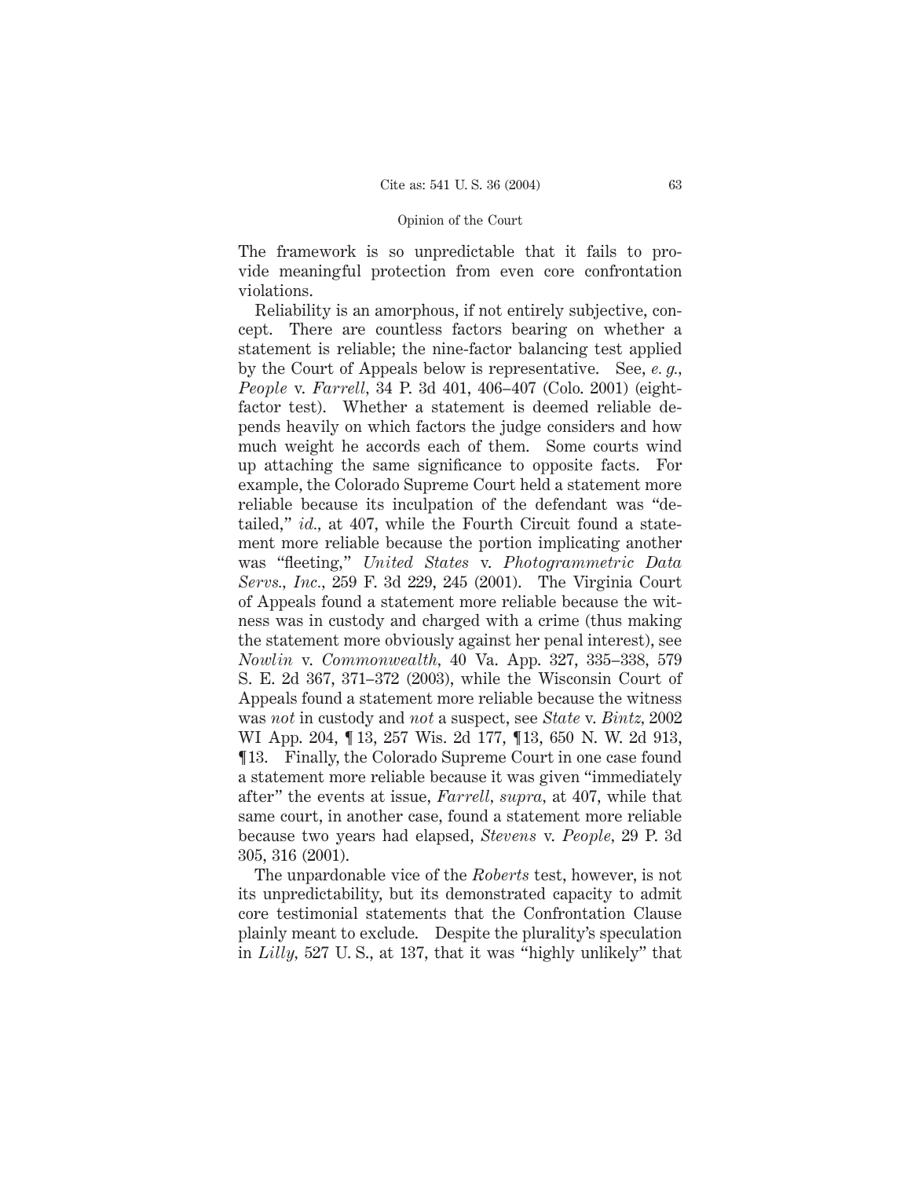The framework is so unpredictable that it fails to provide meaningful protection from even core confrontation violations.

Reliability is an amorphous, if not entirely subjective, concept. There are countless factors bearing on whether a statement is reliable; the nine-factor balancing test applied by the Court of Appeals below is representative. See, *e. g., People* v. *Farrell*, 34 P. 3d 401, 406–407 (Colo. 2001) (eight-factor test). Whether a statement is deemed reliable depends heavily on which factors the judge considers and how much weight he accords each of them. Some courts wind up attaching the same significance to opposite facts. For example, the Colorado Supreme Court held a statement more reliable because its inculpation of the defendant was "detailed," *id.,* at 407, while the Fourth Circuit found a statement more reliable because the portion implicating another was "fleeting," *United States* v. *Photogrammetric Data Servs., Inc.*, 259 F. 3d 229, 245 (2001). The Virginia Court of Appeals found a statement more reliable because the witness was in custody and charged with a crime (thus making the statement more obviously against her penal interest), see *Nowlin* v. *Commonwealth,* 40 Va. App. 327, 335–338, 579 S. E. 2d 367, 371–372 (2003), while the Wisconsin Court of Appeals found a statement more reliable because the witness was *not* in custody and *not* a suspect, see *State* v. *Bintz,* 2002 WI App. 204, ¶ 13, 257 Wis. 2d 177, ¶13, 650 N. W. 2d 913, ¶13. Finally, the Colorado Supreme Court in one case found a statement more reliable because it was given "immediately after" the events at issue, *Farrell, supra,* at 407, while that same court, in another case, found a statement more reliable because two years had elapsed, *Stevens* v. *People*, 29 P. 3d 305, 316 (2001).

The unpardonable vice of the *Roberts* test, however, is not its unpredictability, but its demonstrated capacity to admit core testimonial statements that the Confrontation Clause plainly meant to exclude. Despite the plurality's speculation in *Lilly,* 527 U. S., at 137, that it was "highly unlikely" that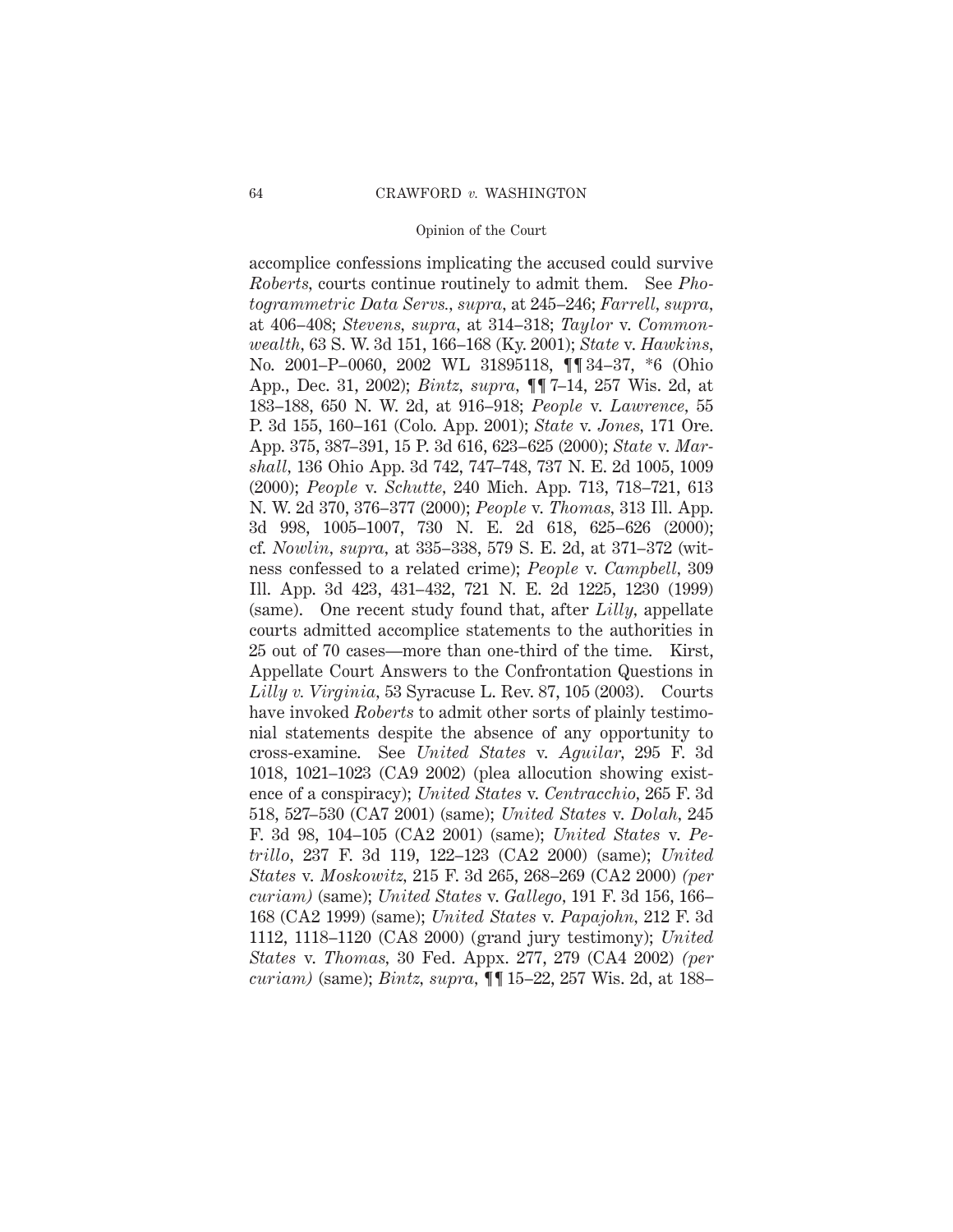accomplice confessions implicating the accused could survive *Roberts*, courts continue routinely to admit them. See *Photogrammetric Data Servs., supra*, at 245–246; *Farrell, supra*, at 406–408; *Stevens, supra*, at 314–318; *Taylor* v. *Commonwealth*, 63 S. W. 3d 151, 166–168 (Ky. 2001); *State* v. *Hawkins*, No. 2001–P–0060, 2002 WL 31895118, ¶¶ 34–37, *6 (Ohio App., Dec. 31, 2002); *Bintz, supra*, ¶¶ 7–14, 257 Wis. 2d, at 183–188, 650 N. W. 2d, at 916–918; *People* v. *Lawrence*, 55 P. 3d 155, 160–161 (Colo. App. 2001); *State* v. *Jones*, 171 Ore. App. 375, 387–391, 15 P. 3d 616, 623–625 (2000); *State* v. *Marshall*, 136 Ohio App. 3d 742, 747–748, 737 N. E. 2d 1005, 1009 (2000); *People* v. *Schutte*, 240 Mich. App. 713, 718–721, 613 N. W. 2d 370, 376–377 (2000); *People* v. *Thomas*, 313 Ill. App. 3d 998, 1005–1007, 730 N. E. 2d 618, 625–626 (2000); cf. *Nowlin, supra*, at 335–338, 579 S. E. 2d, at 371–372 (witness confessed to a related crime); *People* v. *Campbell*, 309 Ill. App. 3d 423, 431–432, 721 N. E. 2d 1225, 1230 (1999) (same). One recent study found that, after *Lilly*, appellate courts admitted accomplice statements to the authorities in 25 out of 70 cases—more than one-third of the time. Kirst, Appellate Court Answers to the Confrontation Questions in *Lilly v. Virginia*, 53 Syracuse L. Rev. 87, 105 (2003). Courts have invoked *Roberts* to admit other sorts of plainly testimonial statements despite the absence of any opportunity to cross-examine. See *United States* v. *Aguilar*, 295 F. 3d 1018, 1021–1023 (CA9 2002) (plea allocution showing existence of a conspiracy); *United States* v. *Centracchio*, 265 F. 3d 518, 527–530 (CA7 2001) (same); *United States* v. *Dolah*, 245 F. 3d 98, 104–105 (CA2 2001) (same); *United States* v. *Petrillo*, 237 F. 3d 119, 122–123 (CA2 2000) (same); *United States* v. *Moskowitz*, 215 F. 3d 265, 268–269 (CA2 2000) *(per curiam)* (same); *United States* v. *Gallego*, 191 F. 3d 156, 166–168 (CA2 1999) (same); *United States* v. *Papajohn*, 212 F. 3d 1112, 1118–1120 (CA8 2000) (grand jury testimony); *United States* v. *Thomas*, 30 Fed. Appx. 277, 279 (CA4 2002) *(per curiam)* (same); *Bintz, supra*, ¶¶ 15–22, 257 Wis. 2d, at 188–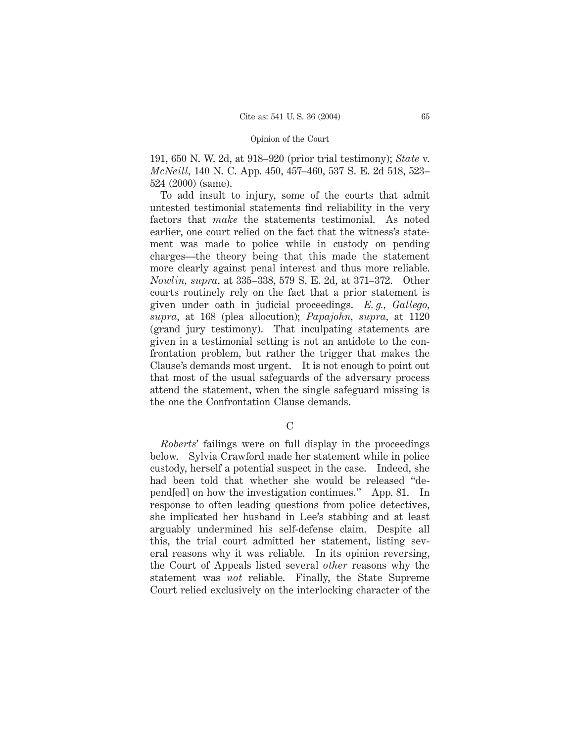191, 650 N. W. 2d, at 918–920 (prior trial testimony); *State* v. *McNeill*, 140 N. C. App. 450, 457–460, 537 S. E. 2d 518, 523–524 (2000) (same).

To add insult to injury, some of the courts that admit untested testimonial statements find reliability in the very factors that *make* the statements testimonial. As noted earlier, one court relied on the fact that the witness's statement was made to police while in custody on pending charges—the theory being that this made the statement more clearly against penal interest and thus more reliable. *Nowlin*, *supra*, at 335–338, 579 S. E. 2d, at 371–372. Other courts routinely rely on the fact that a prior statement is given under oath in judicial proceedings. *E. g.*, *Gallego*, *supra*, at 168 (plea allocution); *Papajohn*, *supra*, at 1120 (grand jury testimony). That inculpating statements are given in a testimonial setting is not an antidote to the confrontation problem, but rather the trigger that makes the Clause's demands most urgent. It is not enough to point out that most of the usual safeguards of the adversary process attend the statement, when the single safeguard missing is the one the Confrontation Clause demands.

### C

*Roberts*' failings were on full display in the proceedings below. Sylvia Crawford made her statement while in police custody, herself a potential suspect in the case. Indeed, she had been told that whether she would be released "depend[ed] on how the investigation continues." App. 81. In response to often leading questions from police detectives, she implicated her husband in Lee's stabbing and at least arguably undermined his self-defense claim. Despite all this, the trial court admitted her statement, listing several reasons why it was reliable. In its opinion reversing, the Court of Appeals listed several *other* reasons why the statement was *not* reliable. Finally, the State Supreme Court relied exclusively on the interlocking character of the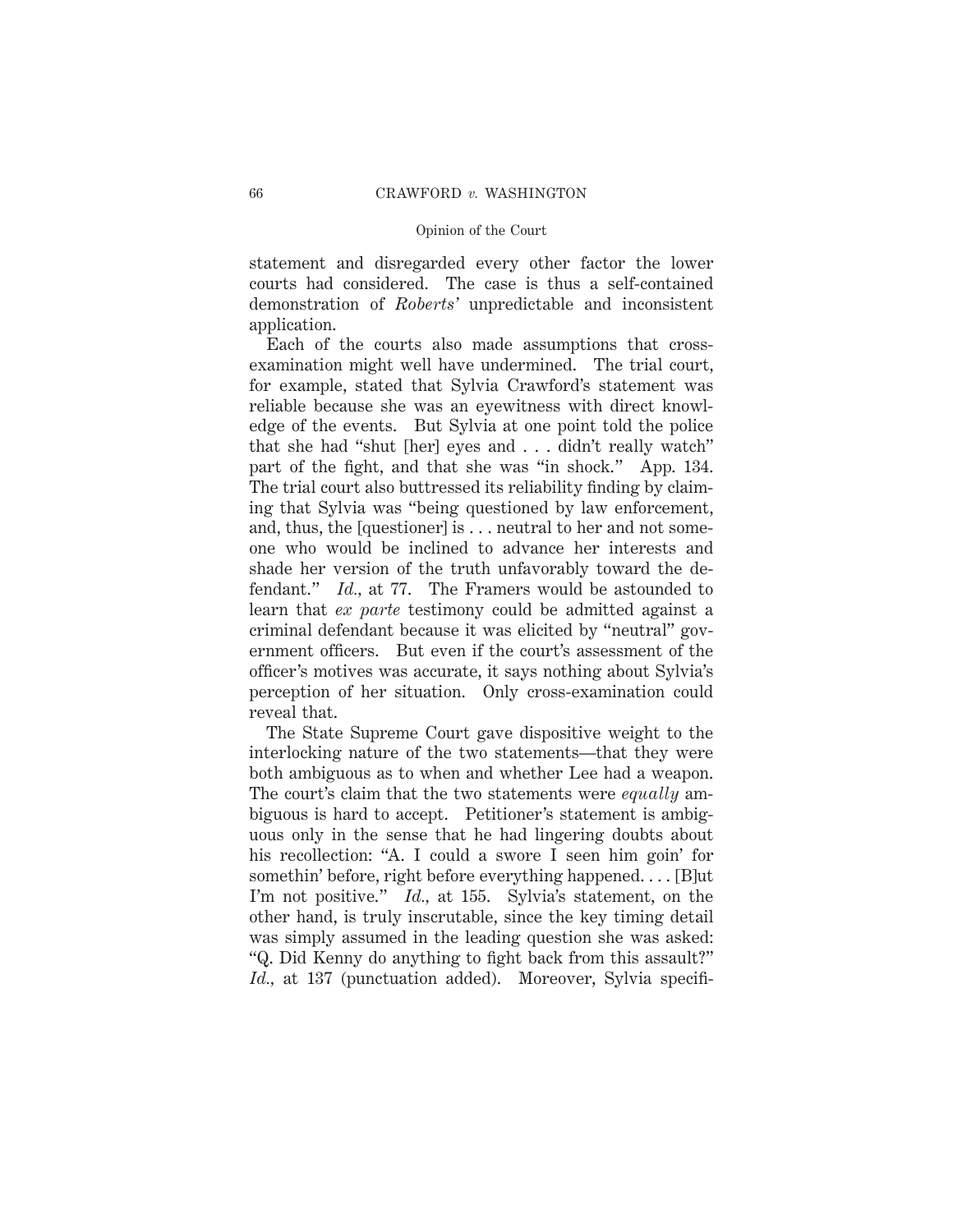statement and disregarded every other factor the lower courts had considered. The case is thus a self-contained demonstration of *Roberts'* unpredictable and inconsistent application.

Each of the courts also made assumptions that cross-examination might well have undermined. The trial court, for example, stated that Sylvia Crawford's statement was reliable because she was an eyewitness with direct knowledge of the events. But Sylvia at one point told the police that she had "shut [her] eyes and . . . didn't really watch" part of the fight, and that she was "in shock." App. 134. The trial court also buttressed its reliability finding by claiming that Sylvia was "being questioned by law enforcement, and, thus, the [questioner] is . . . neutral to her and not someone who would be inclined to advance her interests and shade her version of the truth unfavorably toward the defendant." *Id.*, at 77. The Framers would be astounded to learn that *ex parte* testimony could be admitted against a criminal defendant because it was elicited by "neutral" government officers. But even if the court's assessment of the officer's motives was accurate, it says nothing about Sylvia's perception of her situation. Only cross-examination could reveal that.

The State Supreme Court gave dispositive weight to the interlocking nature of the two statements—that they were both ambiguous as to when and whether Lee had a weapon. The court's claim that the two statements were *equally* ambiguous is hard to accept. Petitioner's statement is ambiguous only in the sense that he had lingering doubts about his recollection: "A. I could a swore I seen him goin' for somethin' before, right before everything happened. . . . [B]ut I'm not positive." *Id.*, at 155. Sylvia's statement, on the other hand, is truly inscrutable, since the key timing detail was simply assumed in the leading question she was asked: "Q. Did Kenny do anything to fight back from this assault?" *Id.*, at 137 (punctuation added). Moreover, Sylvia specifi-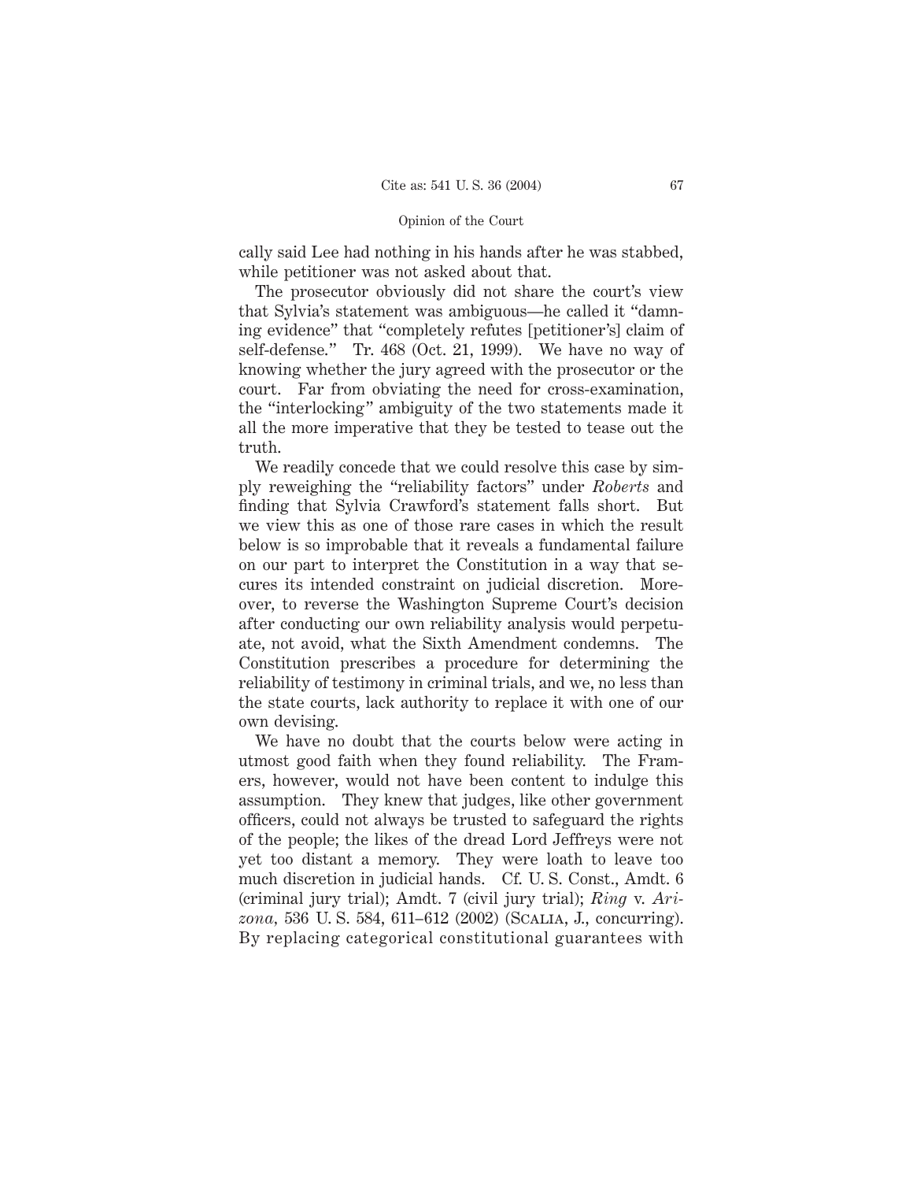cally said Lee had nothing in his hands after he was stabbed, while petitioner was not asked about that.

The prosecutor obviously did not share the court's view that Sylvia's statement was ambiguous—he called it "damning evidence" that "completely refutes [petitioner's] claim of self-defense." Tr. 468 (Oct. 21, 1999). We have no way of knowing whether the jury agreed with the prosecutor or the court. Far from obviating the need for cross-examination, the "interlocking" ambiguity of the two statements made it all the more imperative that they be tested to tease out the truth.

We readily concede that we could resolve this case by simply reweighing the "reliability factors" under *Roberts* and finding that Sylvia Crawford's statement falls short. But we view this as one of those rare cases in which the result below is so improbable that it reveals a fundamental failure on our part to interpret the Constitution in a way that secures its intended constraint on judicial discretion. Moreover, to reverse the Washington Supreme Court's decision after conducting our own reliability analysis would perpetuate, not avoid, what the Sixth Amendment condemns. The Constitution prescribes a procedure for determining the reliability of testimony in criminal trials, and we, no less than the state courts, lack authority to replace it with one of our own devising.

We have no doubt that the courts below were acting in utmost good faith when they found reliability. The Framers, however, would not have been content to indulge this assumption. They knew that judges, like other government officers, could not always be trusted to safeguard the rights of the people; the likes of the dread Lord Jeffreys were not yet too distant a memory. They were loath to leave too much discretion in judicial hands. Cf. U. S. Const., Amdt. 6 (criminal jury trial); Amdt. 7 (civil jury trial); *Ring* v. *Arizona,* 536 U. S. 584, 611–612 (2002) (SCALIA, J., concurring). By replacing categorical constitutional guarantees with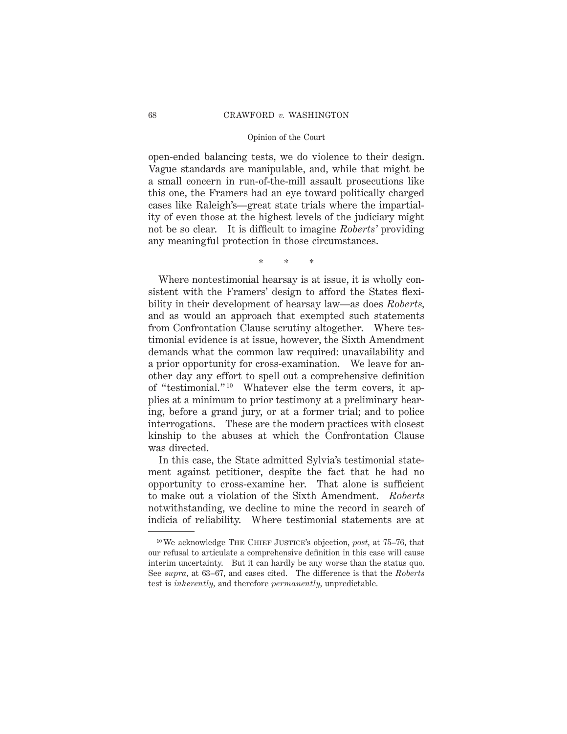open-ended balancing tests, we do violence to their design. Vague standards are manipulable, and, while that might be a small concern in run-of-the-mill assault prosecutions like this one, the Framers had an eye toward politically charged cases like Raleigh's—great state trials where the impartiality of even those at the highest levels of the judiciary might not be so clear. It is difficult to imagine *Roberts'* providing any meaningful protection in those circumstances.

\* \* \*

Where nontestimonial hearsay is at issue, it is wholly consistent with the Framers' design to afford the States flexibility in their development of hearsay law—as does *Roberts*, and as would an approach that exempted such statements from Confrontation Clause scrutiny altogether. Where testimonial evidence is at issue, however, the Sixth Amendment demands what the common law required: unavailability and a prior opportunity for cross-examination. We leave for another day any effort to spell out a comprehensive definition of "testimonial."[10] Whatever else the term covers, it applies at a minimum to prior testimony at a preliminary hearing, before a grand jury, or at a former trial; and to police interrogations. These are the modern practices with closest kinship to the abuses at which the Confrontation Clause was directed.

In this case, the State admitted Sylvia's testimonial statement against petitioner, despite the fact that he had no opportunity to cross-examine her. That alone is sufficient to make out a violation of the Sixth Amendment. *Roberts* notwithstanding, we decline to mine the record in search of indicia of reliability. Where testimonial statements are at

---

[10] We acknowledge THE CHIEF JUSTICE's objection, *post*, at 75–76, that our refusal to articulate a comprehensive definition in this case will cause interim uncertainty. But it can hardly be any worse than the status quo. See *supra*, at 63–67, and cases cited. The difference is that the *Roberts* test is *inherently*, and therefore *permanently*, unpredictable.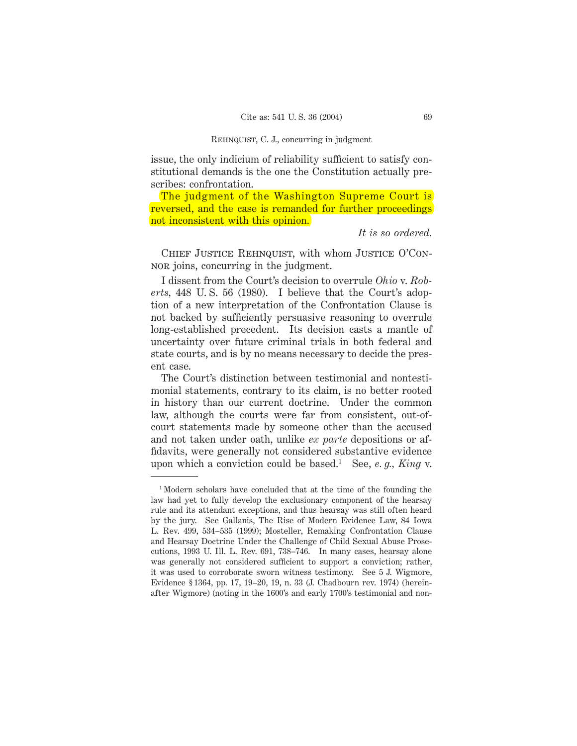issue, the only indicium of reliability sufficient to satisfy constitutional demands is the one the Constitution actually prescribes: confrontation.

The judgment of the Washington Supreme Court is reversed, and the case is remanded for further proceedings not inconsistent with this opinion.

*It is so ordered.*

CHIEF JUSTICE REHNQUIST, with whom JUSTICE O'CONNOR joins, concurring in the judgment.

I dissent from the Court's decision to overrule *Ohio* v. *Roberts*, 448 U. S. 56 (1980). I believe that the Court's adoption of a new interpretation of the Confrontation Clause is not backed by sufficiently persuasive reasoning to overrule long-established precedent. Its decision casts a mantle of uncertainty over future criminal trials in both federal and state courts, and is by no means necessary to decide the present case.

The Court's distinction between testimonial and nontestimonial statements, contrary to its claim, is no better rooted in history than our current doctrine. Under the common law, although the courts were far from consistent, out-of-court statements made by someone other than the accused and not taken under oath, unlike *ex parte* depositions or affidavits, were generally not considered substantive evidence upon which a conviction could be based.[1] See, *e. g., King* v.

---

[1] Modern scholars have concluded that at the time of the founding the law had yet to fully develop the exclusionary component of the hearsay rule and its attendant exceptions, and thus hearsay was still often heard by the jury. See Gallanis, The Rise of Modern Evidence Law, 84 Iowa L. Rev. 499, 534–535 (1999); Mosteller, Remaking Confrontation Clause and Hearsay Doctrine Under the Challenge of Child Sexual Abuse Prosecutions, 1993 U. Ill. L. Rev. 691, 738–746. In many cases, hearsay alone was generally not considered sufficient to support a conviction; rather, it was used to corroborate sworn witness testimony. See 5 J. Wigmore, Evidence § 1364, pp. 17, 19–20, 19, n. 33 (J. Chadbourn rev. 1974) (hereinafter Wigmore) (noting in the 1600's and early 1700's testimonial and non-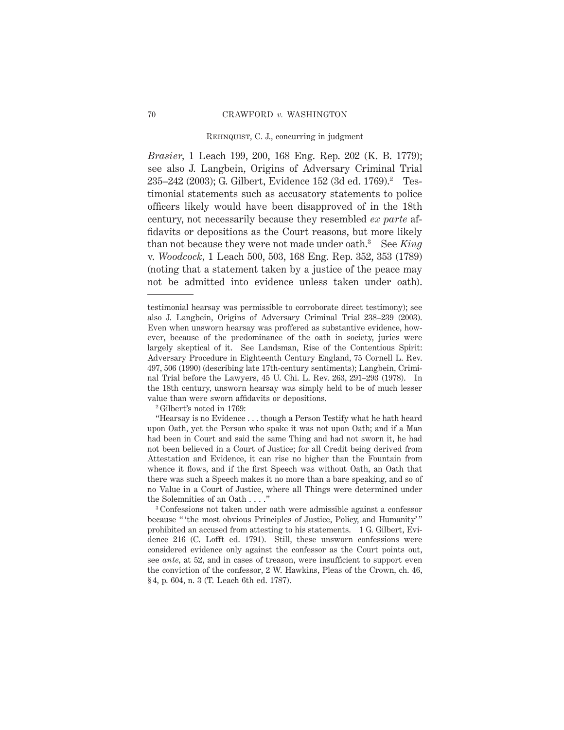*Brasier*, 1 Leach 199, 200, 168 Eng. Rep. 202 (K. B. 1779); see also J. Langbein, Origins of Adversary Criminal Trial 235–242 (2003); G. Gilbert, Evidence 152 (3d ed. 1769).[2] Testimonial statements such as accusatory statements to police officers likely would have been disapproved of in the 18th century, not necessarily because they resembled *ex parte* affidavits or depositions as the Court reasons, but more likely than not because they were not made under oath.[3] See *King* v. *Woodcock*, 1 Leach 500, 503, 168 Eng. Rep. 352, 353 (1789) (noting that a statement taken by a justice of the peace may not be admitted into evidence unless taken under oath).

---

testimonial hearsay was permissible to corroborate direct testimony); see also J. Langbein, Origins of Adversary Criminal Trial 238–239 (2003). Even when unsworn hearsay was proffered as substantive evidence, however, because of the predominance of the oath in society, juries were largely skeptical of it. See Landsman, Rise of the Contentious Spirit: Adversary Procedure in Eighteenth Century England, 75 Cornell L. Rev. 497, 506 (1990) (describing late 17th-century sentiments); Langbein, Criminal Trial before the Lawyers, 45 U. Chi. L. Rev. 263, 291–293 (1978). In the 18th century, unsworn hearsay was simply held to be of much lesser value than were sworn affidavits or depositions.

[2] Gilbert's noted in 1769:

"Hearsay is no Evidence . . . though a Person Testify what he hath heard upon Oath, yet the Person who spake it was not upon Oath; and if a Man had been in Court and said the same Thing and had not sworn it, he had not been believed in a Court of Justice; for all Credit being derived from Attestation and Evidence, it can rise no higher than the Fountain from whence it flows, and if the first Speech was without Oath, an Oath that there was such a Speech makes it no more than a bare speaking, and so of no Value in a Court of Justice, where all Things were determined under the Solemnities of an Oath . . . ."

[3] Confessions not taken under oath were admissible against a confessor because "'the most obvious Principles of Justice, Policy, and Humanity'" prohibited an accused from attesting to his statements. 1 G. Gilbert, Evidence 216 (C. Lofft ed. 1791). Still, these unsworn confessions were considered evidence only against the confessor as the Court points out, see *ante*, at 52, and in cases of treason, were insufficient to support even the conviction of the confessor, 2 W. Hawkins, Pleas of the Crown, ch. 46, § 4, p. 604, n. 3 (T. Leach 6th ed. 1787).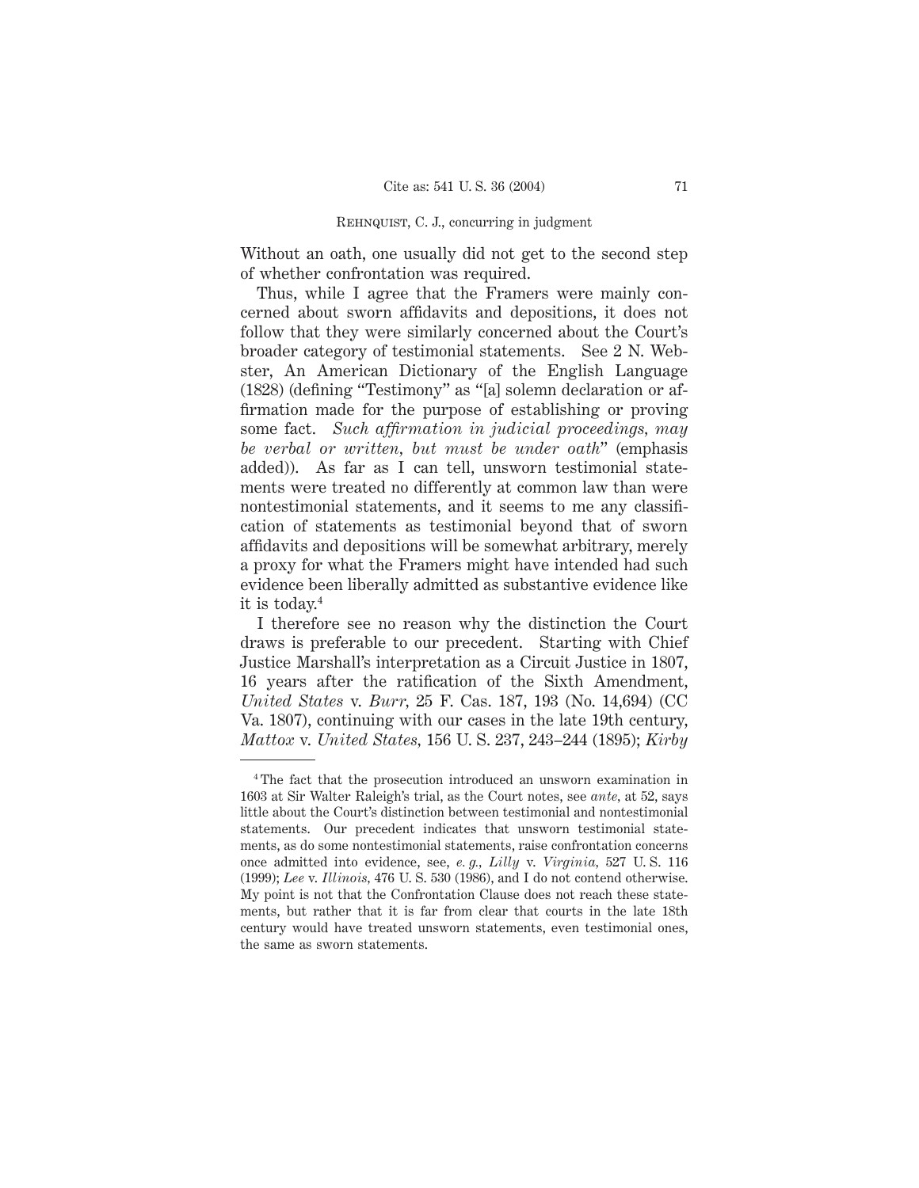Without an oath, one usually did not get to the second step of whether confrontation was required.

Thus, while I agree that the Framers were mainly concerned about sworn affidavits and depositions, it does not follow that they were similarly concerned about the Court's broader category of testimonial statements. See 2 N. Webster, An American Dictionary of the English Language (1828) (defining "Testimony" as "[a] solemn declaration or affirmation made for the purpose of establishing or proving some fact. *Such affirmation in judicial proceedings, may be verbal or written, but must be under oath*" (emphasis added)). As far as I can tell, unsworn testimonial statements were treated no differently at common law than were nontestimonial statements, and it seems to me any classification of statements as testimonial beyond that of sworn affidavits and depositions will be somewhat arbitrary, merely a proxy for what the Framers might have intended had such evidence been liberally admitted as substantive evidence like it is today.[4]

I therefore see no reason why the distinction the Court draws is preferable to our precedent. Starting with Chief Justice Marshall's interpretation as a Circuit Justice in 1807, 16 years after the ratification of the Sixth Amendment, *United States* v. *Burr*, 25 F. Cas. 187, 193 (No. 14,694) (CC Va. 1807), continuing with our cases in the late 19th century, *Mattox* v. *United States*, 156 U. S. 237, 243–244 (1895); *Kirby*

---

[4] The fact that the prosecution introduced an unsworn examination in 1603 at Sir Walter Raleigh's trial, as the Court notes, see *ante*, at 52, says little about the Court's distinction between testimonial and nontestimonial statements. Our precedent indicates that unsworn testimonial statements, as do some nontestimonial statements, raise confrontation concerns once admitted into evidence, see, *e. g.*, *Lilly* v. *Virginia*, 527 U. S. 116 (1999); *Lee* v. *Illinois*, 476 U. S. 530 (1986), and I do not contend otherwise. My point is not that the Confrontation Clause does not reach these statements, but rather that it is far from clear that courts in the late 18th century would have treated unsworn statements, even testimonial ones, the same as sworn statements.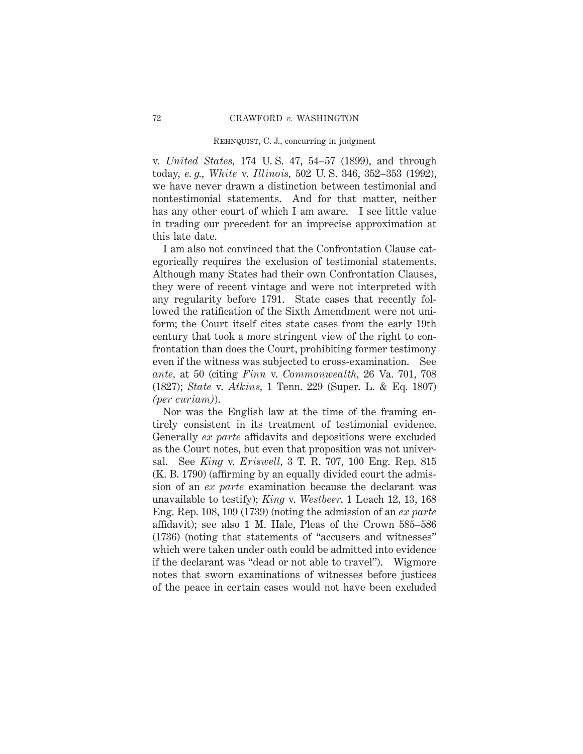v. *United States*, 174 U. S. 47, 54–57 (1899), and through today, *e. g., White* v. *Illinois*, 502 U. S. 346, 352–353 (1992), we have never drawn a distinction between testimonial and nontestimonial statements. And for that matter, neither has any other court of which I am aware. I see little value in trading our precedent for an imprecise approximation at this late date.

I am also not convinced that the Confrontation Clause categorically requires the exclusion of testimonial statements. Although many States had their own Confrontation Clauses, they were of recent vintage and were not interpreted with any regularity before 1791. State cases that recently followed the ratification of the Sixth Amendment were not uniform; the Court itself cites state cases from the early 19th century that took a more stringent view of the right to confrontation than does the Court, prohibiting former testimony even if the witness was subjected to cross-examination. See *ante*, at 50 (citing *Finn* v. *Commonwealth*, 26 Va. 701, 708 (1827); *State* v. *Atkins*, 1 Tenn. 229 (Super. L. & Eq. 1807) *(per curiam)*).

Nor was the English law at the time of the framing entirely consistent in its treatment of testimonial evidence. Generally *ex parte* affidavits and depositions were excluded as the Court notes, but even that proposition was not universal. See *King* v. *Eriswell*, 3 T. R. 707, 100 Eng. Rep. 815 (K. B. 1790) (affirming by an equally divided court the admission of an *ex parte* examination because the declarant was unavailable to testify); *King* v. *Westbeer*, 1 Leach 12, 13, 168 Eng. Rep. 108, 109 (1739) (noting the admission of an *ex parte* affidavit); see also 1 M. Hale, Pleas of the Crown 585–586 (1736) (noting that statements of "accusers and witnesses" which were taken under oath could be admitted into evidence if the declarant was "dead or not able to travel"). Wigmore notes that sworn examinations of witnesses before justices of the peace in certain cases would not have been excluded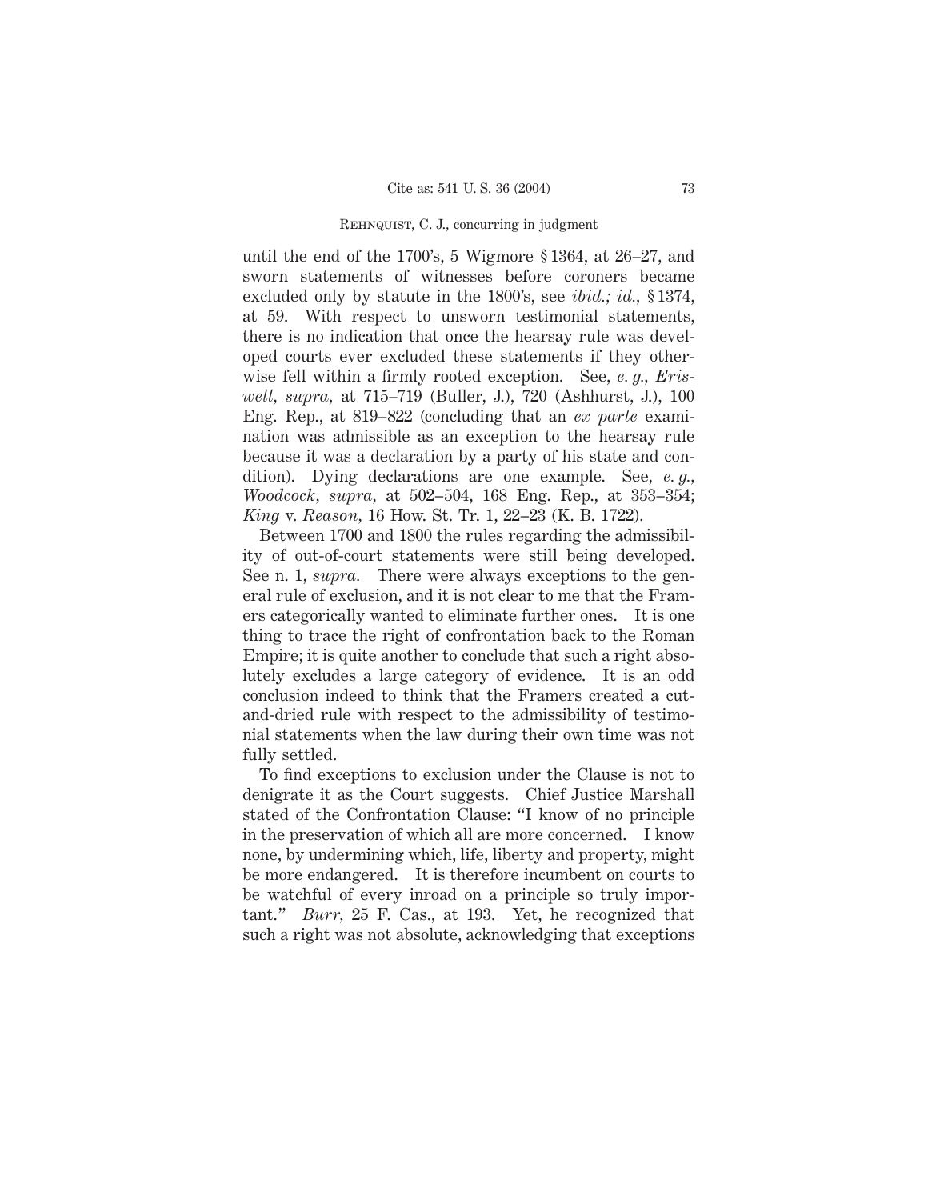until the end of the 1700's, 5 Wigmore § 1364, at 26–27, and sworn statements of witnesses before coroners became excluded only by statute in the 1800's, see *ibid.; id.,* § 1374, at 59. With respect to unsworn testimonial statements, there is no indication that once the hearsay rule was developed courts ever excluded these statements if they otherwise fell within a firmly rooted exception. See, *e. g., Eriswell, supra,* at 715–719 (Buller, J.), 720 (Ashhurst, J.), 100 Eng. Rep., at 819–822 (concluding that an *ex parte* examination was admissible as an exception to the hearsay rule because it was a declaration by a party of his state and condition). Dying declarations are one example. See, *e. g., Woodcock, supra,* at 502–504, 168 Eng. Rep., at 353–354; *King* v. *Reason,* 16 How. St. Tr. 1, 22–23 (K. B. 1722).

Between 1700 and 1800 the rules regarding the admissibility of out-of-court statements were still being developed. See n. 1, *supra.* There were always exceptions to the general rule of exclusion, and it is not clear to me that the Framers categorically wanted to eliminate further ones. It is one thing to trace the right of confrontation back to the Roman Empire; it is quite another to conclude that such a right absolutely excludes a large category of evidence. It is an odd conclusion indeed to think that the Framers created a cut-and-dried rule with respect to the admissibility of testimonial statements when the law during their own time was not fully settled.

To find exceptions to exclusion under the Clause is not to denigrate it as the Court suggests. Chief Justice Marshall stated of the Confrontation Clause: "I know of no principle in the preservation of which all are more concerned. I know none, by undermining which, life, liberty and property, might be more endangered. It is therefore incumbent on courts to be watchful of every inroad on a principle so truly important." *Burr,* 25 F. Cas., at 193. Yet, he recognized that such a right was not absolute, acknowledging that exceptions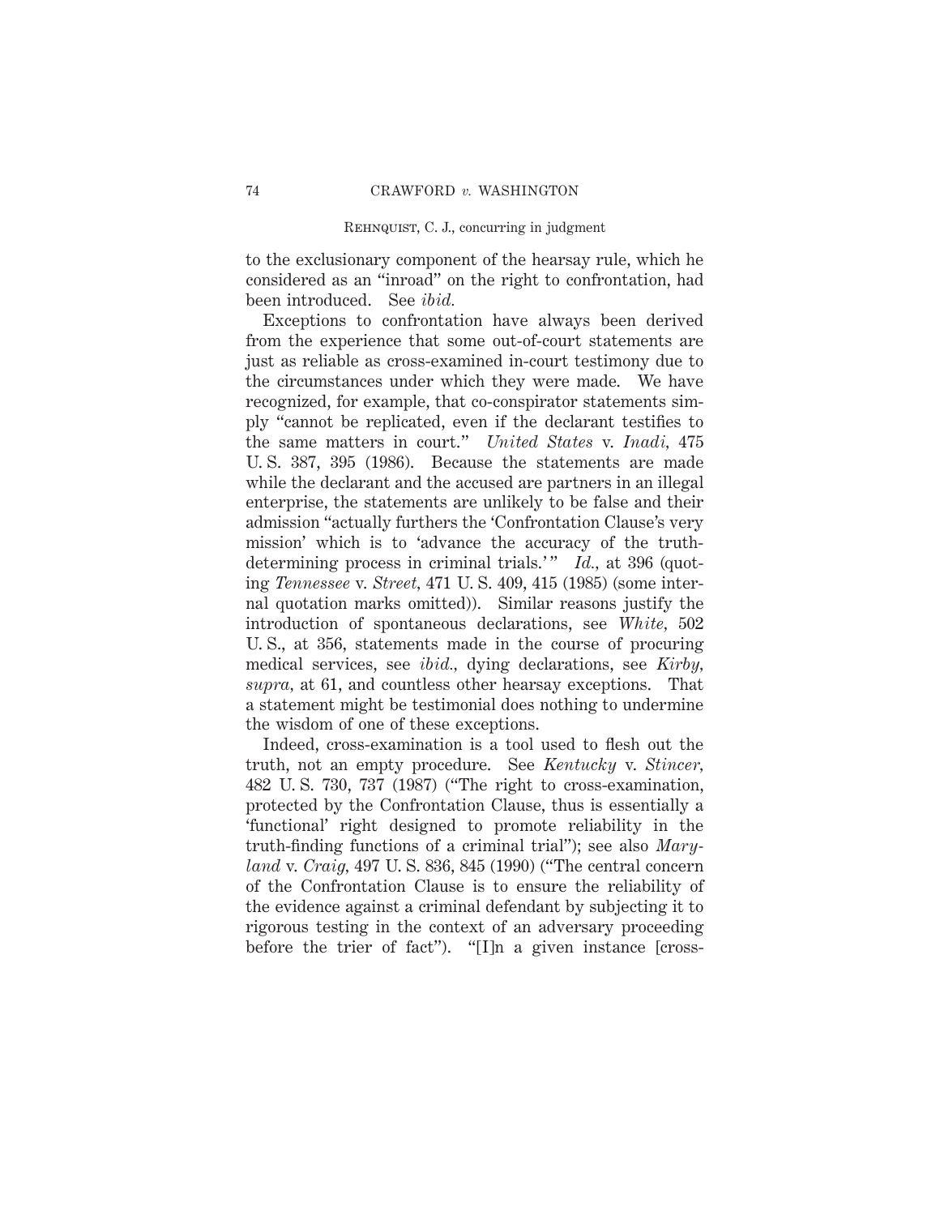to the exclusionary component of the hearsay rule, which he considered as an "inroad" on the right to confrontation, had been introduced. See *ibid.*

Exceptions to confrontation have always been derived from the experience that some out-of-court statements are just as reliable as cross-examined in-court testimony due to the circumstances under which they were made. We have recognized, for example, that co-conspirator statements simply "cannot be replicated, even if the declarant testifies to the same matters in court." *United States* v. *Inadi,* 475 U. S. 387, 395 (1986). Because the statements are made while the declarant and the accused are partners in an illegal enterprise, the statements are unlikely to be false and their admission "actually furthers the 'Confrontation Clause's very mission' which is to 'advance the accuracy of the truth-determining process in criminal trials.'" *Id.,* at 396 (quoting *Tennessee* v. *Street,* 471 U. S. 409, 415 (1985) (some internal quotation marks omitted)). Similar reasons justify the introduction of spontaneous declarations, see *White,* 502 U. S., at 356, statements made in the course of procuring medical services, see *ibid.,* dying declarations, see *Kirby, supra,* at 61, and countless other hearsay exceptions. That a statement might be testimonial does nothing to undermine the wisdom of one of these exceptions.

Indeed, cross-examination is a tool used to flesh out the truth, not an empty procedure. See *Kentucky* v. *Stincer,* 482 U. S. 730, 737 (1987) ("The right to cross-examination, protected by the Confrontation Clause, thus is essentially a 'functional' right designed to promote reliability in the truth-finding functions of a criminal trial"); see also *Maryland* v. *Craig,* 497 U. S. 836, 845 (1990) ("The central concern of the Confrontation Clause is to ensure the reliability of the evidence against a criminal defendant by subjecting it to rigorous testing in the context of an adversary proceeding before the trier of fact"). "[I]n a given instance [cross-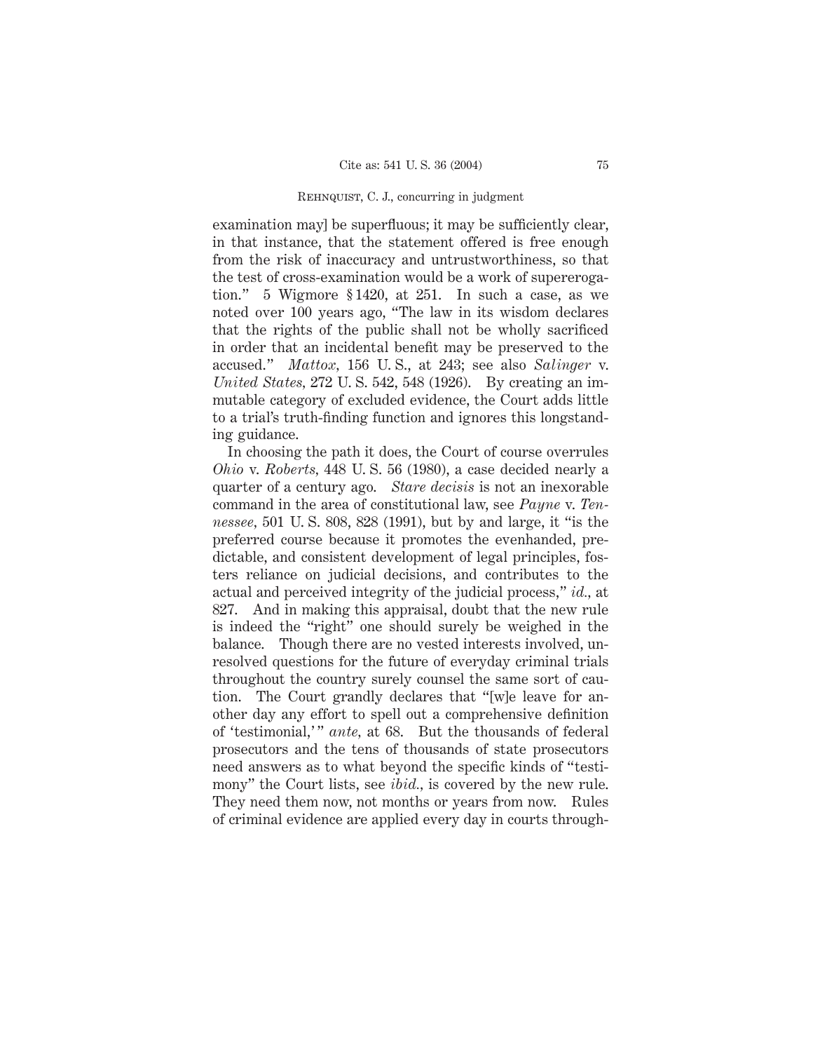examination may] be superfluous; it may be sufficiently clear, in that instance, that the statement offered is free enough from the risk of inaccuracy and untrustworthiness, so that the test of cross-examination would be a work of supererogation." 5 Wigmore § 1420, at 251. In such a case, as we noted over 100 years ago, "The law in its wisdom declares that the rights of the public shall not be wholly sacrificed in order that an incidental benefit may be preserved to the accused." *Mattox*, 156 U. S., at 243; see also *Salinger* v. *United States*, 272 U. S. 542, 548 (1926). By creating an immutable category of excluded evidence, the Court adds little to a trial's truth-finding function and ignores this longstanding guidance.

In choosing the path it does, the Court of course overrules *Ohio* v. *Roberts*, 448 U. S. 56 (1980), a case decided nearly a quarter of a century ago. *Stare decisis* is not an inexorable command in the area of constitutional law, see *Payne* v. *Tennessee*, 501 U. S. 808, 828 (1991), but by and large, it "is the preferred course because it promotes the evenhanded, predictable, and consistent development of legal principles, fosters reliance on judicial decisions, and contributes to the actual and perceived integrity of the judicial process," *id.*, at 827. And in making this appraisal, doubt that the new rule is indeed the "right" one should surely be weighed in the balance. Though there are no vested interests involved, unresolved questions for the future of everyday criminal trials throughout the country surely counsel the same sort of caution. The Court grandly declares that "[w]e leave for another day any effort to spell out a comprehensive definition of 'testimonial,'" *ante*, at 68. But the thousands of federal prosecutors and the tens of thousands of state prosecutors need answers as to what beyond the specific kinds of "testimony" the Court lists, see *ibid.*, is covered by the new rule. They need them now, not months or years from now. Rules of criminal evidence are applied every day in courts through-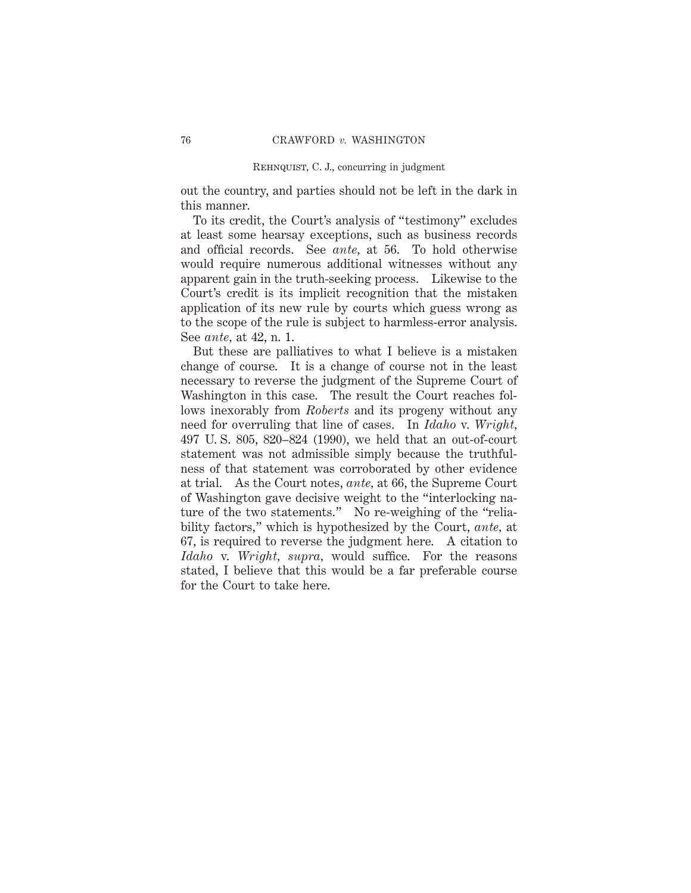out the country, and parties should not be left in the dark in this manner.

To its credit, the Court's analysis of "testimony" excludes at least some hearsay exceptions, such as business records and official records. See *ante,* at 56. To hold otherwise would require numerous additional witnesses without any apparent gain in the truth-seeking process. Likewise to the Court's credit is its implicit recognition that the mistaken application of its new rule by courts which guess wrong as to the scope of the rule is subject to harmless-error analysis. See *ante,* at 42, n. 1.

But these are palliatives to what I believe is a mistaken change of course. It is a change of course not in the least necessary to reverse the judgment of the Supreme Court of Washington in this case. The result the Court reaches follows inexorably from *Roberts* and its progeny without any need for overruling that line of cases. In *Idaho* v. *Wright,* 497 U. S. 805, 820–824 (1990), we held that an out-of-court statement was not admissible simply because the truthfulness of that statement was corroborated by other evidence at trial. As the Court notes, *ante,* at 66, the Supreme Court of Washington gave decisive weight to the "interlocking nature of the two statements." No re-weighing of the "reliability factors," which is hypothesized by the Court, *ante,* at 67, is required to reverse the judgment here. A citation to *Idaho* v. *Wright, supra,* would suffice. For the reasons stated, I believe that this would be a far preferable course for the Court to take here.